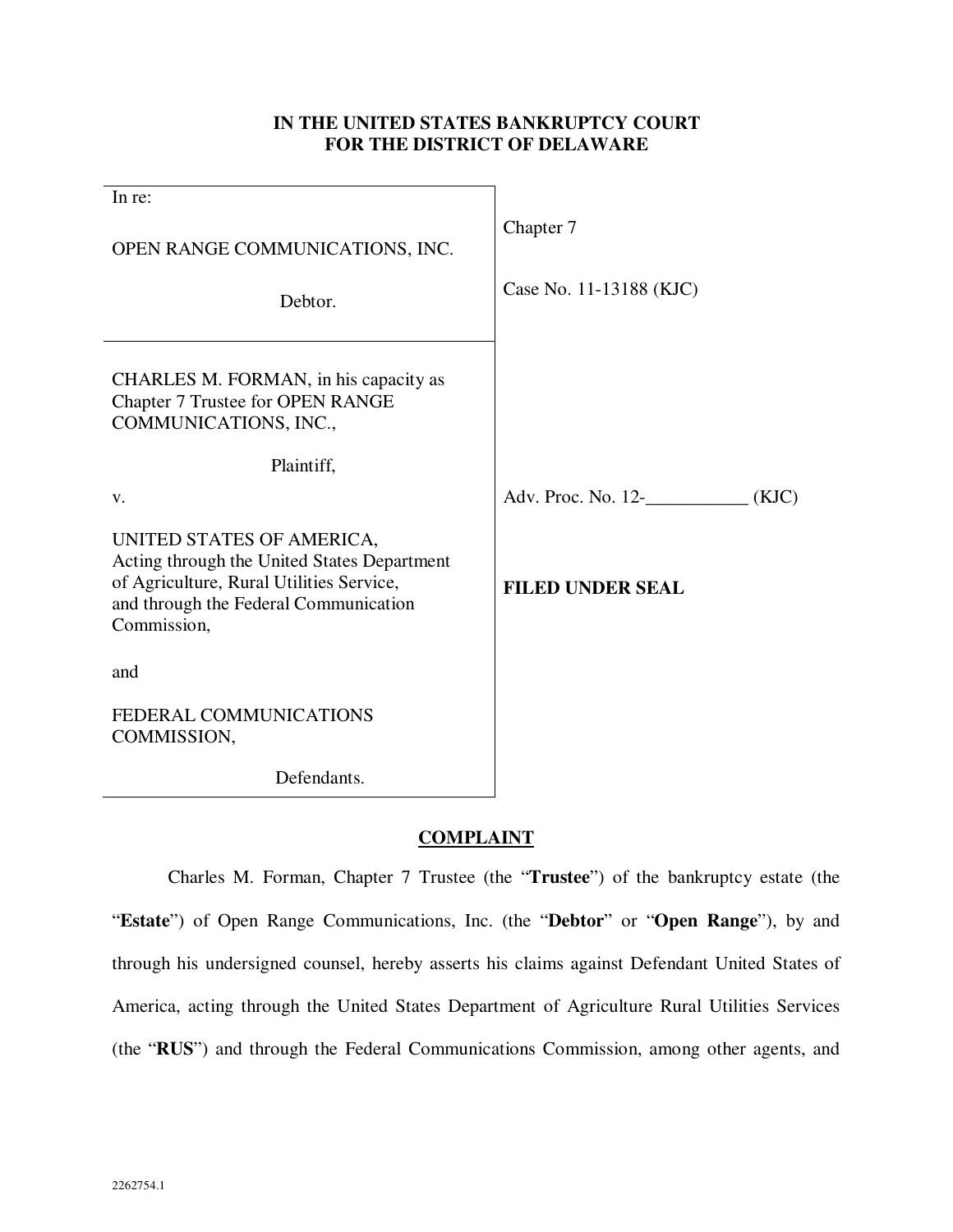**IN THE UNITED STATES BANKRUPTCY COURT**
**FOR THE DISTRICT OF DELAWARE**

| | |
|---|---|
| In re:<br><br>OPEN RANGE COMMUNICATIONS, INC.<br><br>Debtor. | Chapter 7<br><br>Case No. 11-13188 (KJC) |
| CHARLES M. FORMAN, in his capacity as Chapter 7 Trustee for OPEN RANGE COMMUNICATIONS, INC.,<br><br>Plaintiff,<br><br>v.<br><br>UNITED STATES OF AMERICA, Acting through the United States Department of Agriculture, Rural Utilities Service, and through the Federal Communication Commission,<br><br>and<br><br>FEDERAL COMMUNICATIONS COMMISSION,<br><br>Defendants. | Adv. Proc. No. 12-___________ (KJC)<br><br>**FILED UNDER SEAL** |

**COMPLAINT**

Charles M. Forman, Chapter 7 Trustee (the "**Trustee**") of the bankruptcy estate (the "**Estate**") of Open Range Communications, Inc. (the "**Debtor**" or "**Open Range**"), by and through his undersigned counsel, hereby asserts his claims against Defendant United States of America, acting through the United States Department of Agriculture Rural Utilities Services (the "**RUS**") and through the Federal Communications Commission, among other agents, and

2262754.1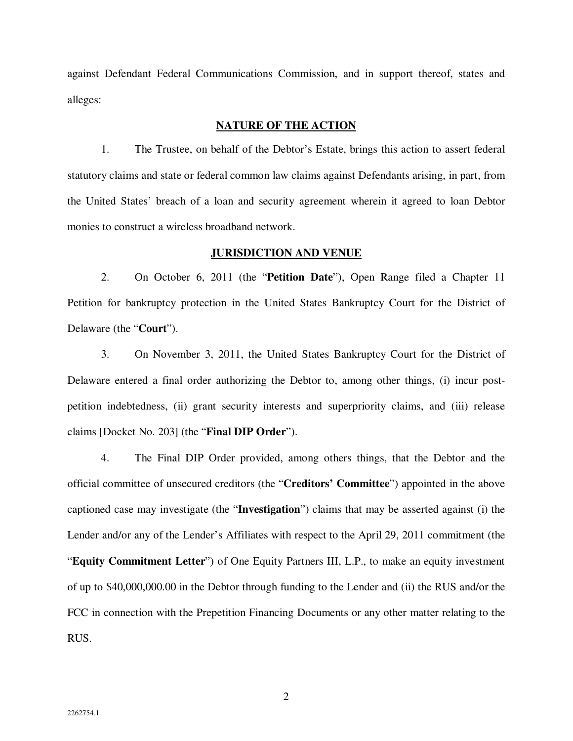against Defendant Federal Communications Commission, and in support thereof, states and alleges:

## NATURE OF THE ACTION

1. The Trustee, on behalf of the Debtor's Estate, brings this action to assert federal statutory claims and state or federal common law claims against Defendants arising, in part, from the United States' breach of a loan and security agreement wherein it agreed to loan Debtor monies to construct a wireless broadband network.

## JURISDICTION AND VENUE

2. On October 6, 2011 (the "**Petition Date**"), Open Range filed a Chapter 11 Petition for bankruptcy protection in the United States Bankruptcy Court for the District of Delaware (the "**Court**").

3. On November 3, 2011, the United States Bankruptcy Court for the District of Delaware entered a final order authorizing the Debtor to, among other things, (i) incur post-petition indebtedness, (ii) grant security interests and superpriority claims, and (iii) release claims [Docket No. 203] (the "**Final DIP Order**").

4. The Final DIP Order provided, among others things, that the Debtor and the official committee of unsecured creditors (the "**Creditors' Committee**") appointed in the above captioned case may investigate (the "**Investigation**") claims that may be asserted against (i) the Lender and/or any of the Lender's Affiliates with respect to the April 29, 2011 commitment (the "**Equity Commitment Letter**") of One Equity Partners III, L.P., to make an equity investment of up to $40,000,000.00 in the Debtor through funding to the Lender and (ii) the RUS and/or the FCC in connection with the Prepetition Financing Documents or any other matter relating to the RUS.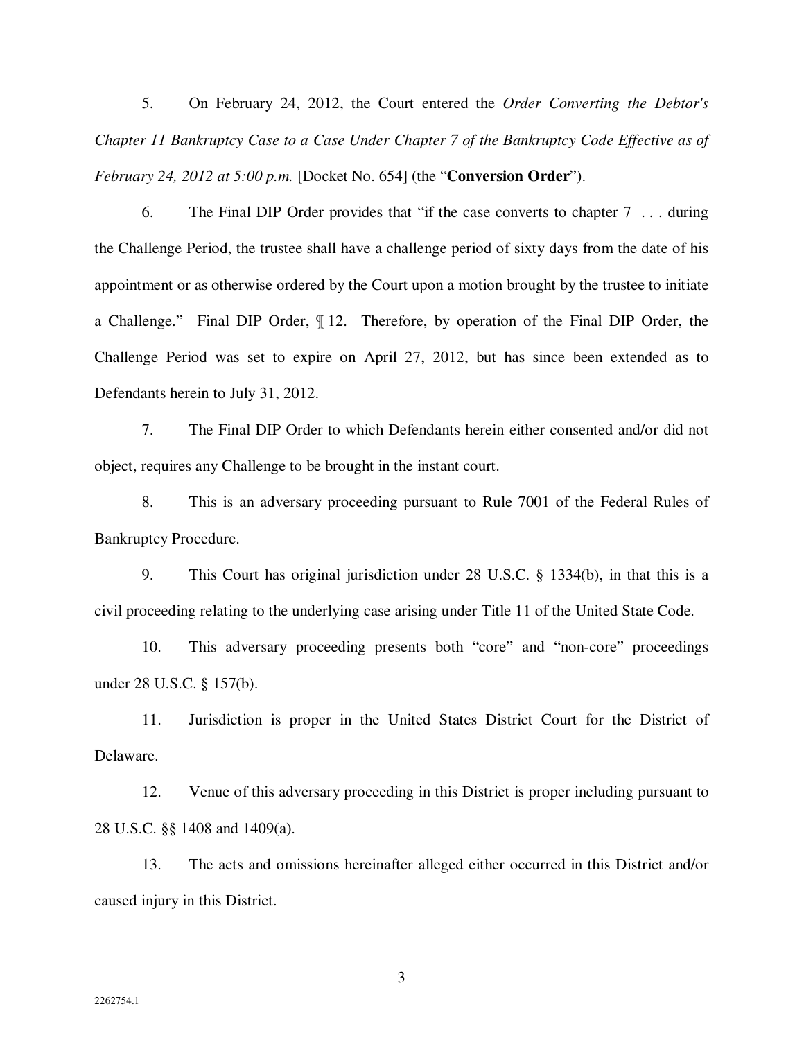5. On February 24, 2012, the Court entered the *Order Converting the Debtor's Chapter 11 Bankruptcy Case to a Case Under Chapter 7 of the Bankruptcy Code Effective as of February 24, 2012 at 5:00 p.m.* [Docket No. 654] (the "**Conversion Order**").

6. The Final DIP Order provides that "if the case converts to chapter 7 . . . during the Challenge Period, the trustee shall have a challenge period of sixty days from the date of his appointment or as otherwise ordered by the Court upon a motion brought by the trustee to initiate a Challenge." Final DIP Order, ¶ 12. Therefore, by operation of the Final DIP Order, the Challenge Period was set to expire on April 27, 2012, but has since been extended as to Defendants herein to July 31, 2012.

7. The Final DIP Order to which Defendants herein either consented and/or did not object, requires any Challenge to be brought in the instant court.

8. This is an adversary proceeding pursuant to Rule 7001 of the Federal Rules of Bankruptcy Procedure.

9. This Court has original jurisdiction under 28 U.S.C. § 1334(b), in that this is a civil proceeding relating to the underlying case arising under Title 11 of the United State Code.

10. This adversary proceeding presents both "core" and "non-core" proceedings under 28 U.S.C. § 157(b).

11. Jurisdiction is proper in the United States District Court for the District of Delaware.

12. Venue of this adversary proceeding in this District is proper including pursuant to 28 U.S.C. §§ 1408 and 1409(a).

13. The acts and omissions hereinafter alleged either occurred in this District and/or caused injury in this District.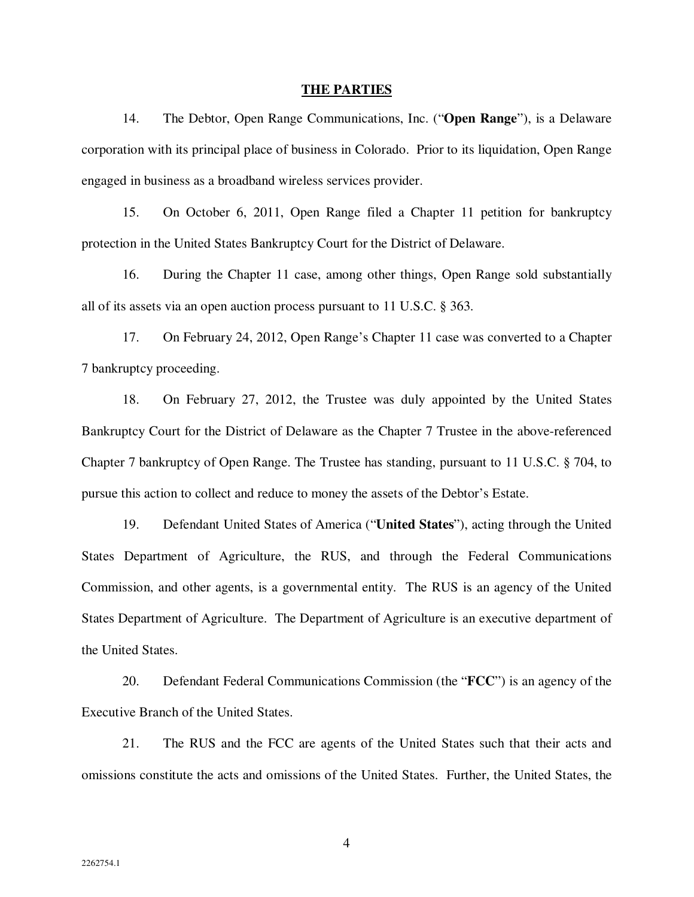## THE PARTIES

14. The Debtor, Open Range Communications, Inc. ("**Open Range**"), is a Delaware corporation with its principal place of business in Colorado. Prior to its liquidation, Open Range engaged in business as a broadband wireless services provider.

15. On October 6, 2011, Open Range filed a Chapter 11 petition for bankruptcy protection in the United States Bankruptcy Court for the District of Delaware.

16. During the Chapter 11 case, among other things, Open Range sold substantially all of its assets via an open auction process pursuant to 11 U.S.C. § 363.

17. On February 24, 2012, Open Range's Chapter 11 case was converted to a Chapter 7 bankruptcy proceeding.

18. On February 27, 2012, the Trustee was duly appointed by the United States Bankruptcy Court for the District of Delaware as the Chapter 7 Trustee in the above-referenced Chapter 7 bankruptcy of Open Range. The Trustee has standing, pursuant to 11 U.S.C. § 704, to pursue this action to collect and reduce to money the assets of the Debtor's Estate.

19. Defendant United States of America ("**United States**"), acting through the United States Department of Agriculture, the RUS, and through the Federal Communications Commission, and other agents, is a governmental entity. The RUS is an agency of the United States Department of Agriculture. The Department of Agriculture is an executive department of the United States.

20. Defendant Federal Communications Commission (the "**FCC**") is an agency of the Executive Branch of the United States.

21. The RUS and the FCC are agents of the United States such that their acts and omissions constitute the acts and omissions of the United States. Further, the United States, the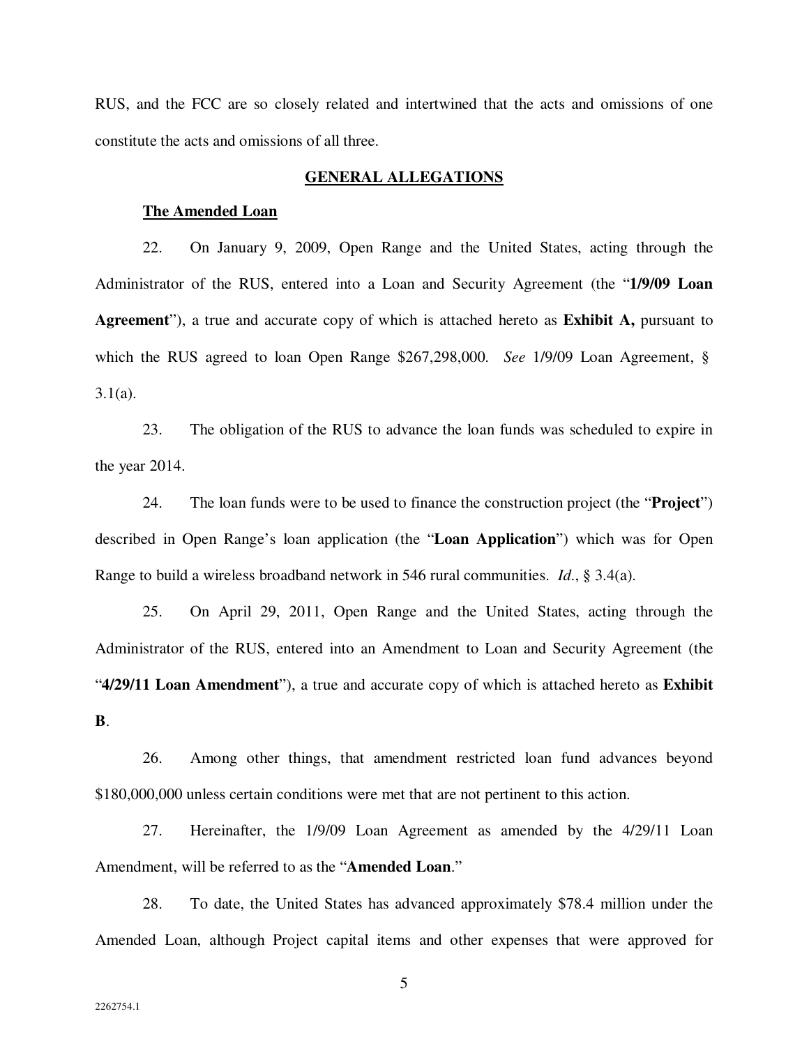RUS, and the FCC are so closely related and intertwined that the acts and omissions of one constitute the acts and omissions of all three.

## GENERAL ALLEGATIONS

### The Amended Loan

22. On January 9, 2009, Open Range and the United States, acting through the Administrator of the RUS, entered into a Loan and Security Agreement (the "**1/9/09 Loan Agreement**"), a true and accurate copy of which is attached hereto as **Exhibit A,** pursuant to which the RUS agreed to loan Open Range $267,298,000. *See* 1/9/09 Loan Agreement, § 3.1(a).

23. The obligation of the RUS to advance the loan funds was scheduled to expire in the year 2014.

24. The loan funds were to be used to finance the construction project (the "**Project**") described in Open Range's loan application (the "**Loan Application**") which was for Open Range to build a wireless broadband network in 546 rural communities. *Id.*, § 3.4(a).

25. On April 29, 2011, Open Range and the United States, acting through the Administrator of the RUS, entered into an Amendment to Loan and Security Agreement (the "**4/29/11 Loan Amendment**"), a true and accurate copy of which is attached hereto as **Exhibit B**.

26. Among other things, that amendment restricted loan fund advances beyond $180,000,000 unless certain conditions were met that are not pertinent to this action.

27. Hereinafter, the 1/9/09 Loan Agreement as amended by the 4/29/11 Loan Amendment, will be referred to as the "**Amended Loan**."

28. To date, the United States has advanced approximately $78.4 million under the Amended Loan, although Project capital items and other expenses that were approved for

2262754.1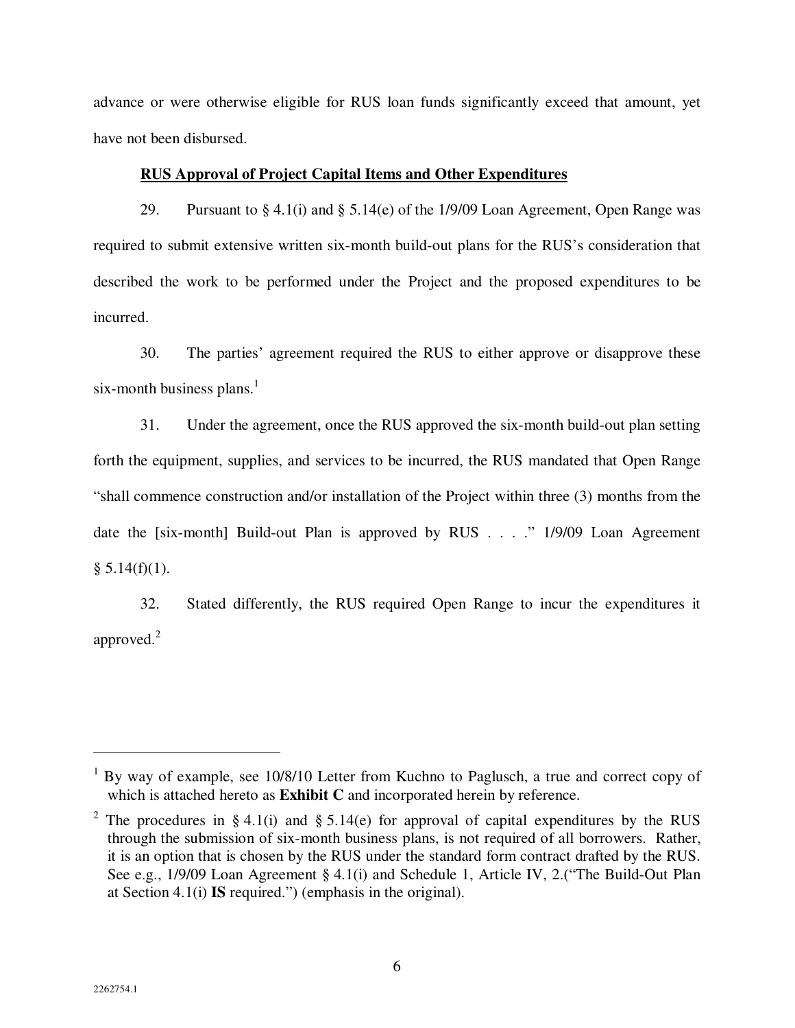advance or were otherwise eligible for RUS loan funds significantly exceed that amount, yet have not been disbursed.

**<u>RUS Approval of Project Capital Items and Other Expenditures</u>**

29. Pursuant to § 4.1(i) and § 5.14(e) of the 1/9/09 Loan Agreement, Open Range was required to submit extensive written six-month build-out plans for the RUS's consideration that described the work to be performed under the Project and the proposed expenditures to be incurred.

30. The parties' agreement required the RUS to either approve or disapprove these six-month business plans.[1]

31. Under the agreement, once the RUS approved the six-month build-out plan setting forth the equipment, supplies, and services to be incurred, the RUS mandated that Open Range "shall commence construction and/or installation of the Project within three (3) months from the date the [six-month] Build-out Plan is approved by RUS . . . ." 1/9/09 Loan Agreement § 5.14(f)(1).

32. Stated differently, the RUS required Open Range to incur the expenditures it approved.[2]

---

[1] By way of example, see 10/8/10 Letter from Kuchno to Paglusch, a true and correct copy of which is attached hereto as **Exhibit C** and incorporated herein by reference.

[2] The procedures in § 4.1(i) and § 5.14(e) for approval of capital expenditures by the RUS through the submission of six-month business plans, is not required of all borrowers. Rather, it is an option that is chosen by the RUS under the standard form contract drafted by the RUS. See e.g., 1/9/09 Loan Agreement § 4.1(i) and Schedule 1, Article IV, 2.("The Build-Out Plan at Section 4.1(i) **IS** required.") (emphasis in the original).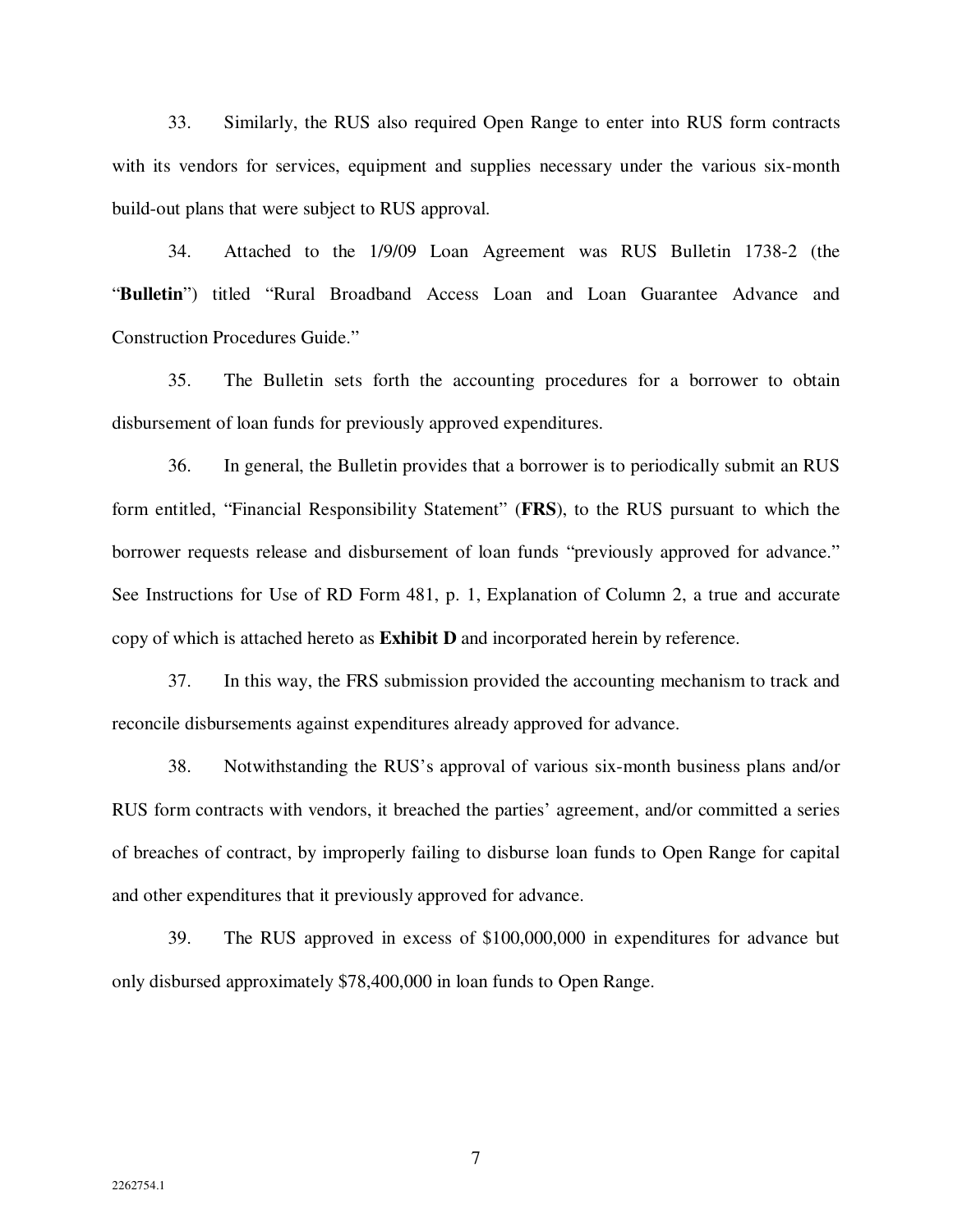33. Similarly, the RUS also required Open Range to enter into RUS form contracts with its vendors for services, equipment and supplies necessary under the various six-month build-out plans that were subject to RUS approval.

34. Attached to the 1/9/09 Loan Agreement was RUS Bulletin 1738-2 (the "**Bulletin**") titled "Rural Broadband Access Loan and Loan Guarantee Advance and Construction Procedures Guide."

35. The Bulletin sets forth the accounting procedures for a borrower to obtain disbursement of loan funds for previously approved expenditures.

36. In general, the Bulletin provides that a borrower is to periodically submit an RUS form entitled, "Financial Responsibility Statement" (**FRS**), to the RUS pursuant to which the borrower requests release and disbursement of loan funds "previously approved for advance." See Instructions for Use of RD Form 481, p. 1, Explanation of Column 2, a true and accurate copy of which is attached hereto as **Exhibit D** and incorporated herein by reference.

37. In this way, the FRS submission provided the accounting mechanism to track and reconcile disbursements against expenditures already approved for advance.

38. Notwithstanding the RUS's approval of various six-month business plans and/or RUS form contracts with vendors, it breached the parties' agreement, and/or committed a series of breaches of contract, by improperly failing to disburse loan funds to Open Range for capital and other expenditures that it previously approved for advance.

39. The RUS approved in excess of $100,000,000 in expenditures for advance but only disbursed approximately $78,400,000 in loan funds to Open Range.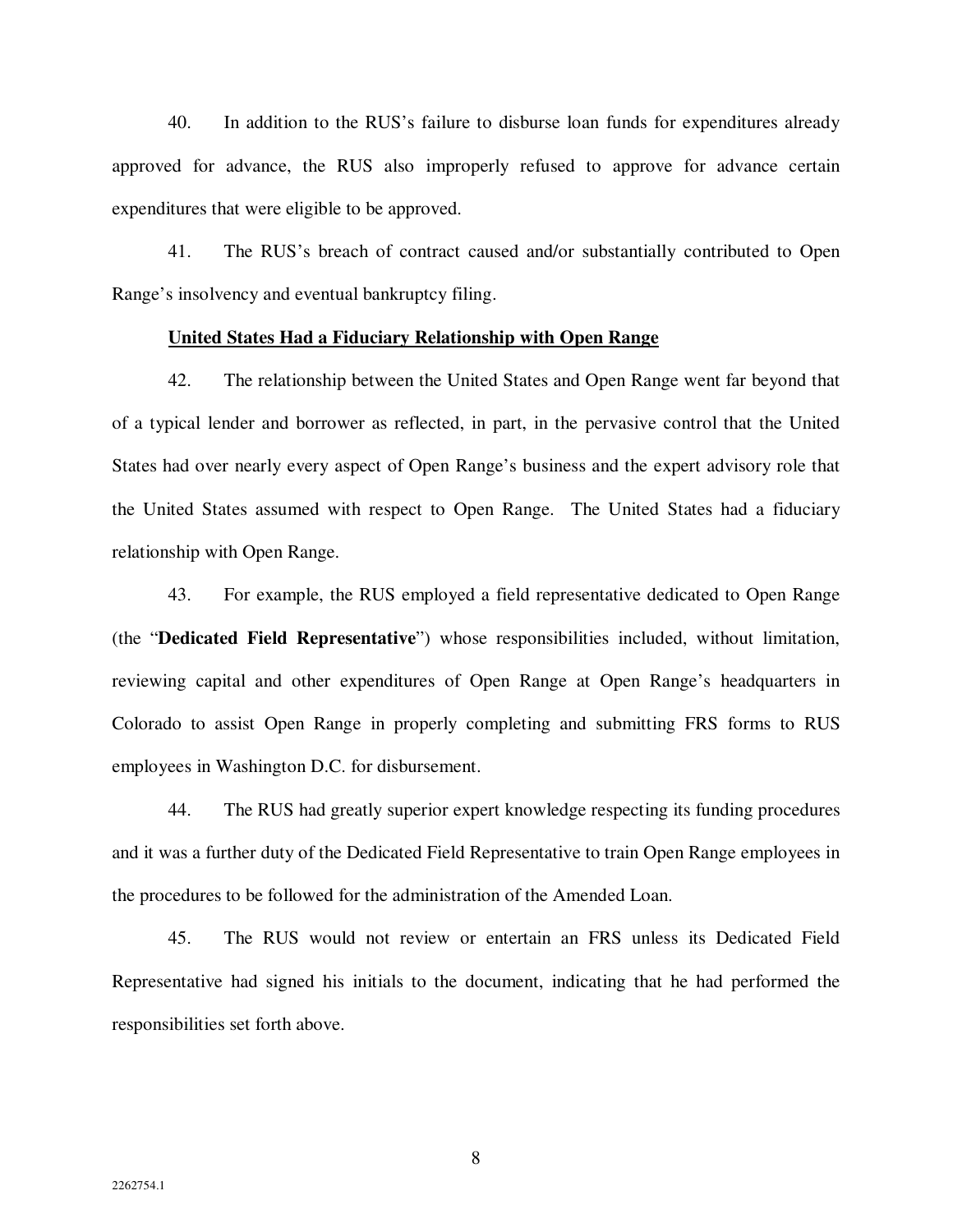40. In addition to the RUS's failure to disburse loan funds for expenditures already approved for advance, the RUS also improperly refused to approve for advance certain expenditures that were eligible to be approved.

41. The RUS's breach of contract caused and/or substantially contributed to Open Range's insolvency and eventual bankruptcy filing.

**United States Had a Fiduciary Relationship with Open Range**

42. The relationship between the United States and Open Range went far beyond that of a typical lender and borrower as reflected, in part, in the pervasive control that the United States had over nearly every aspect of Open Range's business and the expert advisory role that the United States assumed with respect to Open Range. The United States had a fiduciary relationship with Open Range.

43. For example, the RUS employed a field representative dedicated to Open Range (the "**Dedicated Field Representative**") whose responsibilities included, without limitation, reviewing capital and other expenditures of Open Range at Open Range's headquarters in Colorado to assist Open Range in properly completing and submitting FRS forms to RUS employees in Washington D.C. for disbursement.

44. The RUS had greatly superior expert knowledge respecting its funding procedures and it was a further duty of the Dedicated Field Representative to train Open Range employees in the procedures to be followed for the administration of the Amended Loan.

45. The RUS would not review or entertain an FRS unless its Dedicated Field Representative had signed his initials to the document, indicating that he had performed the responsibilities set forth above.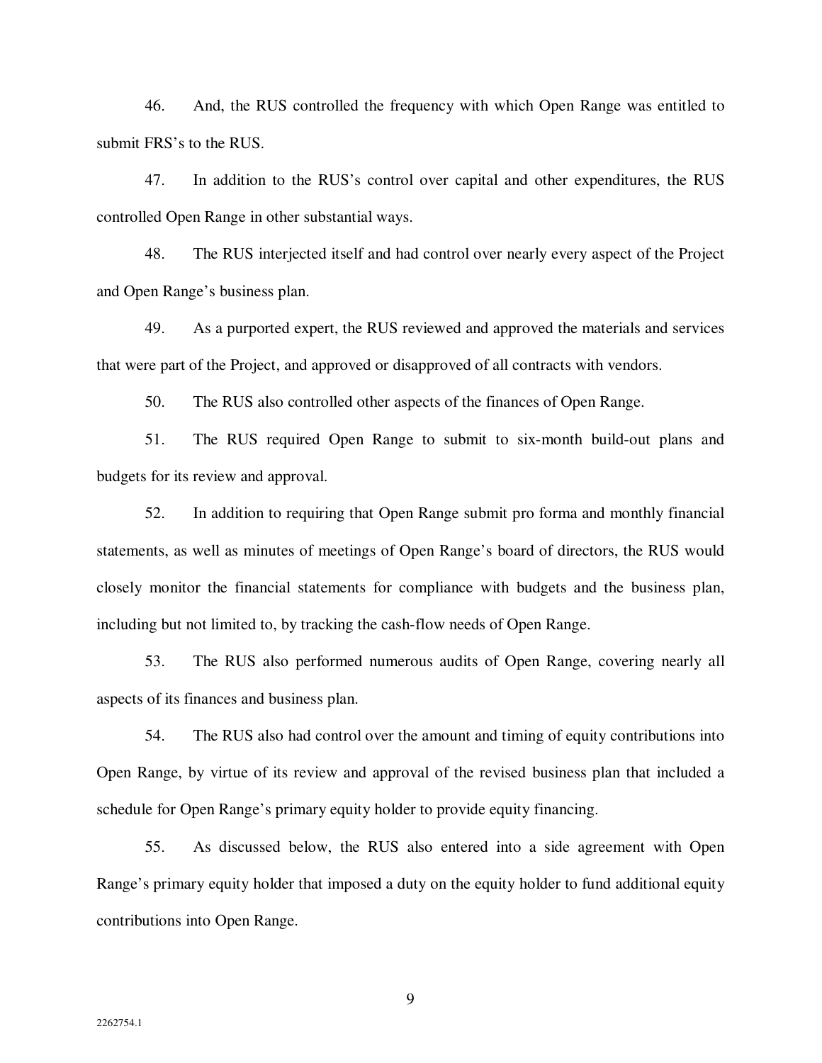46. And, the RUS controlled the frequency with which Open Range was entitled to submit FRS's to the RUS.

47. In addition to the RUS's control over capital and other expenditures, the RUS controlled Open Range in other substantial ways.

48. The RUS interjected itself and had control over nearly every aspect of the Project and Open Range's business plan.

49. As a purported expert, the RUS reviewed and approved the materials and services that were part of the Project, and approved or disapproved of all contracts with vendors.

50. The RUS also controlled other aspects of the finances of Open Range.

51. The RUS required Open Range to submit to six-month build-out plans and budgets for its review and approval.

52. In addition to requiring that Open Range submit pro forma and monthly financial statements, as well as minutes of meetings of Open Range's board of directors, the RUS would closely monitor the financial statements for compliance with budgets and the business plan, including but not limited to, by tracking the cash-flow needs of Open Range.

53. The RUS also performed numerous audits of Open Range, covering nearly all aspects of its finances and business plan.

54. The RUS also had control over the amount and timing of equity contributions into Open Range, by virtue of its review and approval of the revised business plan that included a schedule for Open Range's primary equity holder to provide equity financing.

55. As discussed below, the RUS also entered into a side agreement with Open Range's primary equity holder that imposed a duty on the equity holder to fund additional equity contributions into Open Range.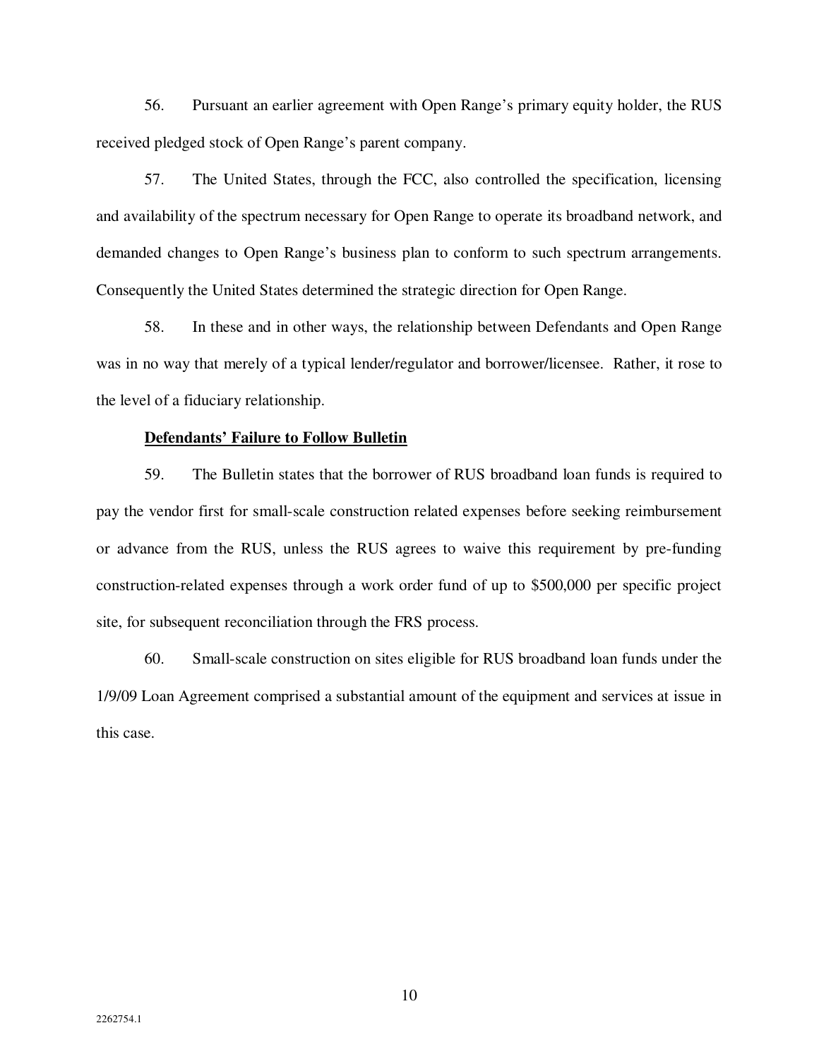56. Pursuant an earlier agreement with Open Range's primary equity holder, the RUS received pledged stock of Open Range's parent company.

57. The United States, through the FCC, also controlled the specification, licensing and availability of the spectrum necessary for Open Range to operate its broadband network, and demanded changes to Open Range's business plan to conform to such spectrum arrangements. Consequently the United States determined the strategic direction for Open Range.

58. In these and in other ways, the relationship between Defendants and Open Range was in no way that merely of a typical lender/regulator and borrower/licensee. Rather, it rose to the level of a fiduciary relationship.

**Defendants' Failure to Follow Bulletin**

59. The Bulletin states that the borrower of RUS broadband loan funds is required to pay the vendor first for small-scale construction related expenses before seeking reimbursement or advance from the RUS, unless the RUS agrees to waive this requirement by pre-funding construction-related expenses through a work order fund of up to $500,000 per specific project site, for subsequent reconciliation through the FRS process.

60. Small-scale construction on sites eligible for RUS broadband loan funds under the 1/9/09 Loan Agreement comprised a substantial amount of the equipment and services at issue in this case.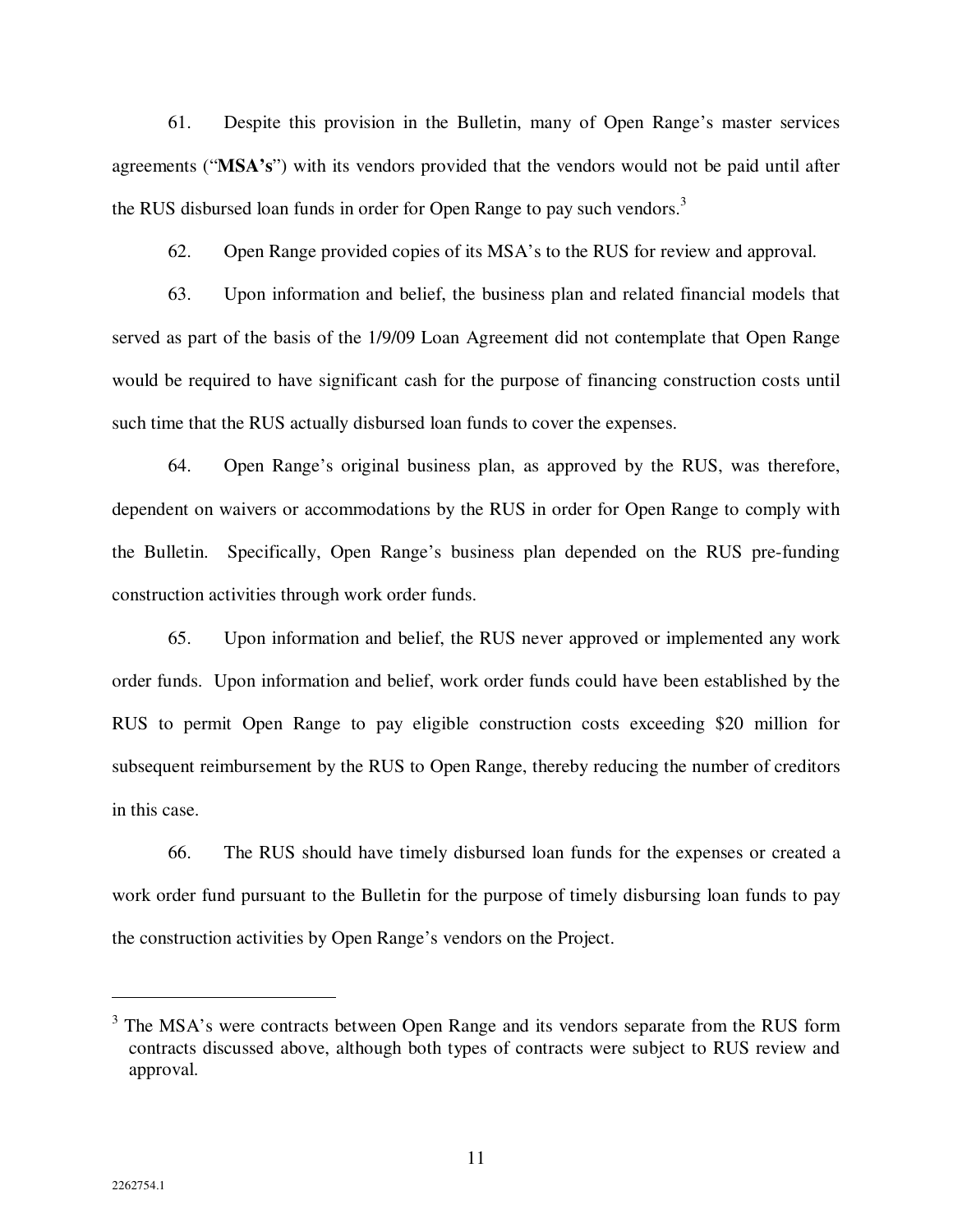61. Despite this provision in the Bulletin, many of Open Range's master services agreements ("**MSA's**") with its vendors provided that the vendors would not be paid until after the RUS disbursed loan funds in order for Open Range to pay such vendors.[3]

62. Open Range provided copies of its MSA's to the RUS for review and approval.

63. Upon information and belief, the business plan and related financial models that served as part of the basis of the 1/9/09 Loan Agreement did not contemplate that Open Range would be required to have significant cash for the purpose of financing construction costs until such time that the RUS actually disbursed loan funds to cover the expenses.

64. Open Range's original business plan, as approved by the RUS, was therefore, dependent on waivers or accommodations by the RUS in order for Open Range to comply with the Bulletin. Specifically, Open Range's business plan depended on the RUS pre-funding construction activities through work order funds.

65. Upon information and belief, the RUS never approved or implemented any work order funds. Upon information and belief, work order funds could have been established by the RUS to permit Open Range to pay eligible construction costs exceeding $20 million for subsequent reimbursement by the RUS to Open Range, thereby reducing the number of creditors in this case.

66. The RUS should have timely disbursed loan funds for the expenses or created a work order fund pursuant to the Bulletin for the purpose of timely disbursing loan funds to pay the construction activities by Open Range's vendors on the Project.

---

[3] The MSA's were contracts between Open Range and its vendors separate from the RUS form contracts discussed above, although both types of contracts were subject to RUS review and approval.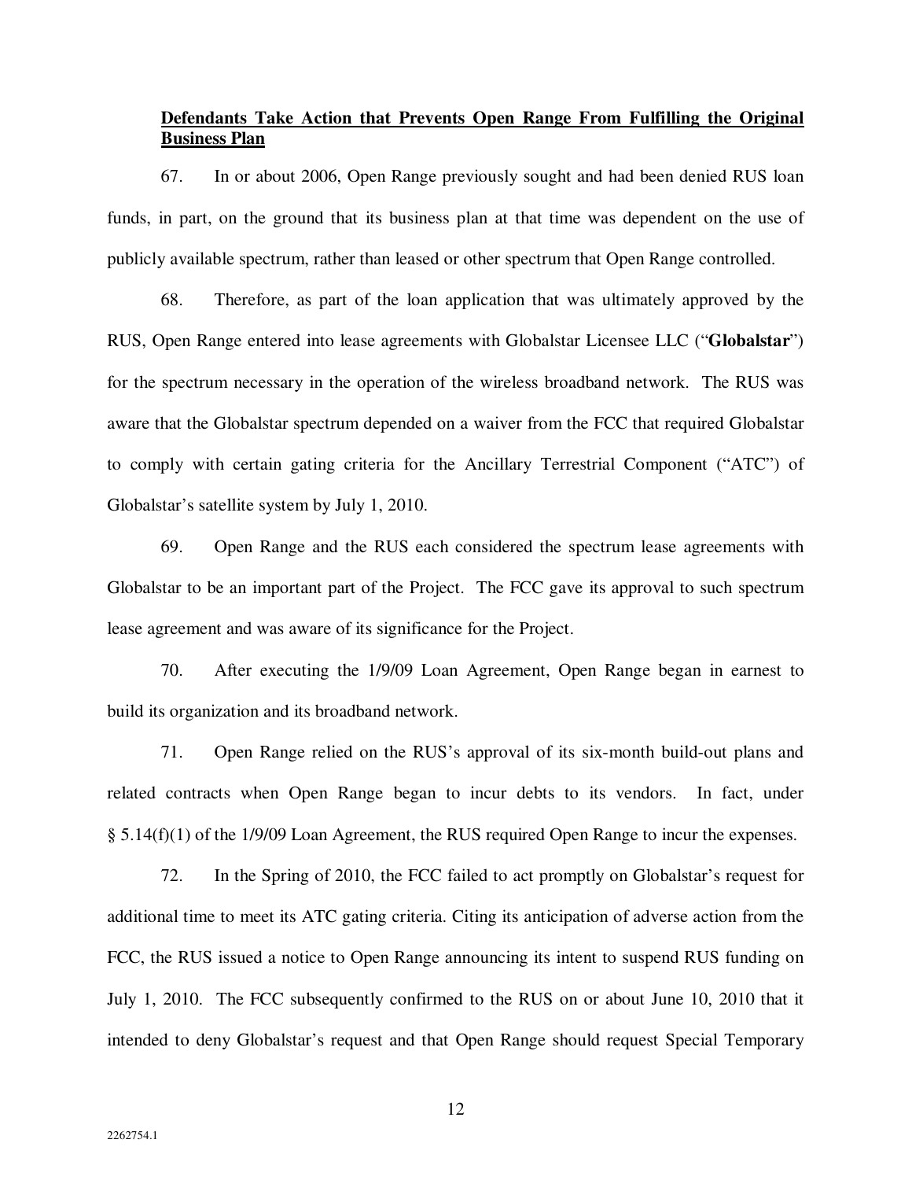**Defendants Take Action that Prevents Open Range From Fulfilling the Original Business Plan**

67. In or about 2006, Open Range previously sought and had been denied RUS loan funds, in part, on the ground that its business plan at that time was dependent on the use of publicly available spectrum, rather than leased or other spectrum that Open Range controlled.

68. Therefore, as part of the loan application that was ultimately approved by the RUS, Open Range entered into lease agreements with Globalstar Licensee LLC ("**Globalstar**") for the spectrum necessary in the operation of the wireless broadband network. The RUS was aware that the Globalstar spectrum depended on a waiver from the FCC that required Globalstar to comply with certain gating criteria for the Ancillary Terrestrial Component ("ATC") of Globalstar's satellite system by July 1, 2010.

69. Open Range and the RUS each considered the spectrum lease agreements with Globalstar to be an important part of the Project. The FCC gave its approval to such spectrum lease agreement and was aware of its significance for the Project.

70. After executing the 1/9/09 Loan Agreement, Open Range began in earnest to build its organization and its broadband network.

71. Open Range relied on the RUS's approval of its six-month build-out plans and related contracts when Open Range began to incur debts to its vendors. In fact, under § 5.14(f)(1) of the 1/9/09 Loan Agreement, the RUS required Open Range to incur the expenses.

72. In the Spring of 2010, the FCC failed to act promptly on Globalstar's request for additional time to meet its ATC gating criteria. Citing its anticipation of adverse action from the FCC, the RUS issued a notice to Open Range announcing its intent to suspend RUS funding on July 1, 2010. The FCC subsequently confirmed to the RUS on or about June 10, 2010 that it intended to deny Globalstar's request and that Open Range should request Special Temporary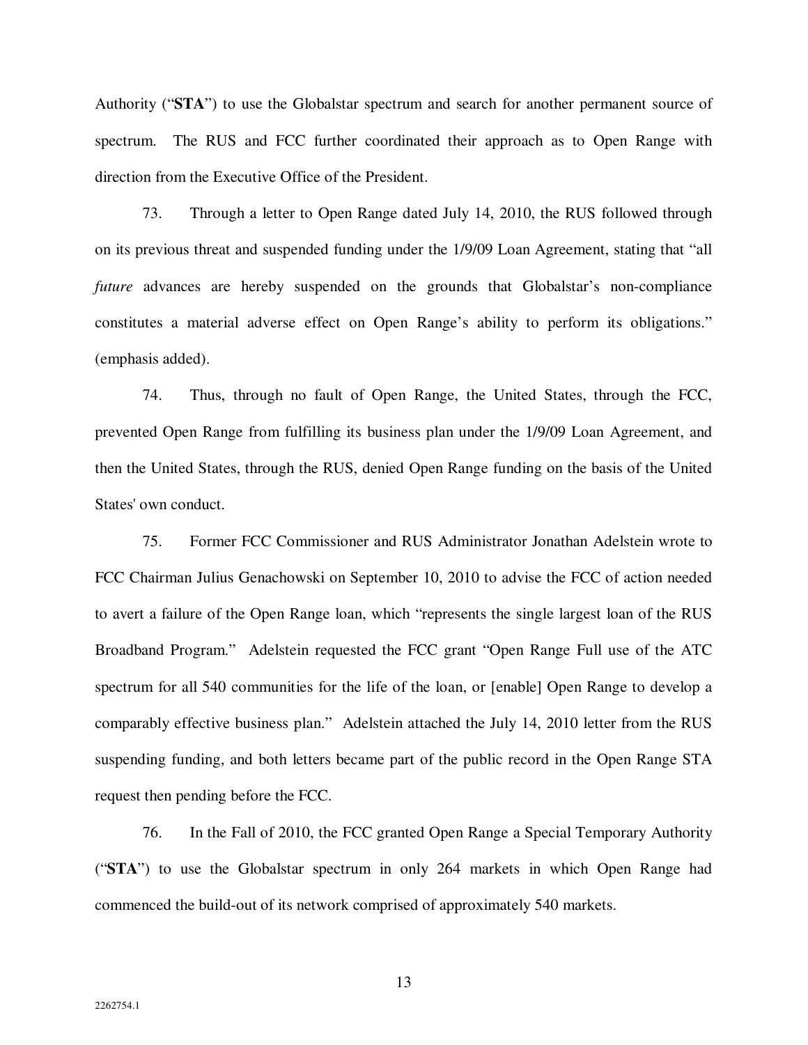Authority ("**STA**") to use the Globalstar spectrum and search for another permanent source of spectrum. The RUS and FCC further coordinated their approach as to Open Range with direction from the Executive Office of the President.

73. Through a letter to Open Range dated July 14, 2010, the RUS followed through on its previous threat and suspended funding under the 1/9/09 Loan Agreement, stating that "all *future* advances are hereby suspended on the grounds that Globalstar's non-compliance constitutes a material adverse effect on Open Range's ability to perform its obligations." (emphasis added).

74. Thus, through no fault of Open Range, the United States, through the FCC, prevented Open Range from fulfilling its business plan under the 1/9/09 Loan Agreement, and then the United States, through the RUS, denied Open Range funding on the basis of the United States' own conduct.

75. Former FCC Commissioner and RUS Administrator Jonathan Adelstein wrote to FCC Chairman Julius Genachowski on September 10, 2010 to advise the FCC of action needed to avert a failure of the Open Range loan, which "represents the single largest loan of the RUS Broadband Program." Adelstein requested the FCC grant "Open Range Full use of the ATC spectrum for all 540 communities for the life of the loan, or [enable] Open Range to develop a comparably effective business plan." Adelstein attached the July 14, 2010 letter from the RUS suspending funding, and both letters became part of the public record in the Open Range STA request then pending before the FCC.

76. In the Fall of 2010, the FCC granted Open Range a Special Temporary Authority ("**STA**") to use the Globalstar spectrum in only 264 markets in which Open Range had commenced the build-out of its network comprised of approximately 540 markets.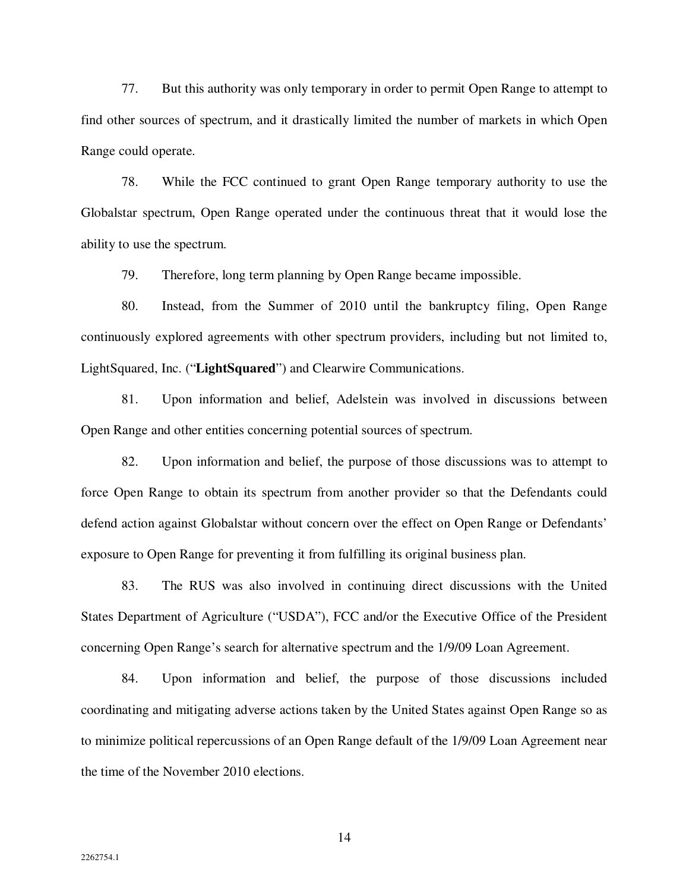77. But this authority was only temporary in order to permit Open Range to attempt to find other sources of spectrum, and it drastically limited the number of markets in which Open Range could operate.

78. While the FCC continued to grant Open Range temporary authority to use the Globalstar spectrum, Open Range operated under the continuous threat that it would lose the ability to use the spectrum.

79. Therefore, long term planning by Open Range became impossible.

80. Instead, from the Summer of 2010 until the bankruptcy filing, Open Range continuously explored agreements with other spectrum providers, including but not limited to, LightSquared, Inc. ("**LightSquared**") and Clearwire Communications.

81. Upon information and belief, Adelstein was involved in discussions between Open Range and other entities concerning potential sources of spectrum.

82. Upon information and belief, the purpose of those discussions was to attempt to force Open Range to obtain its spectrum from another provider so that the Defendants could defend action against Globalstar without concern over the effect on Open Range or Defendants' exposure to Open Range for preventing it from fulfilling its original business plan.

83. The RUS was also involved in continuing direct discussions with the United States Department of Agriculture ("USDA"), FCC and/or the Executive Office of the President concerning Open Range's search for alternative spectrum and the 1/9/09 Loan Agreement.

84. Upon information and belief, the purpose of those discussions included coordinating and mitigating adverse actions taken by the United States against Open Range so as to minimize political repercussions of an Open Range default of the 1/9/09 Loan Agreement near the time of the November 2010 elections.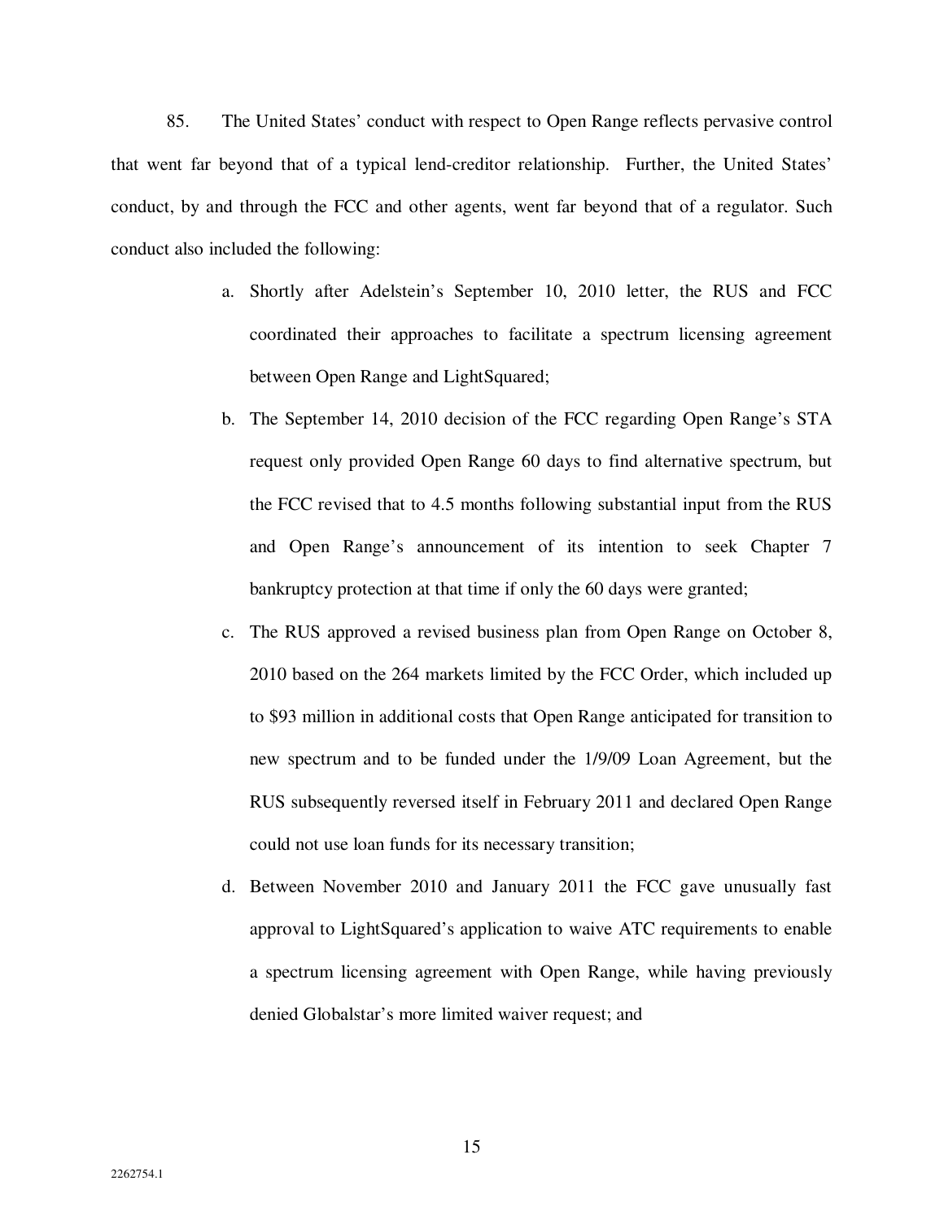85. The United States' conduct with respect to Open Range reflects pervasive control that went far beyond that of a typical lend-creditor relationship. Further, the United States' conduct, by and through the FCC and other agents, went far beyond that of a regulator. Such conduct also included the following:

a. Shortly after Adelstein's September 10, 2010 letter, the RUS and FCC coordinated their approaches to facilitate a spectrum licensing agreement between Open Range and LightSquared;

b. The September 14, 2010 decision of the FCC regarding Open Range's STA request only provided Open Range 60 days to find alternative spectrum, but the FCC revised that to 4.5 months following substantial input from the RUS and Open Range's announcement of its intention to seek Chapter 7 bankruptcy protection at that time if only the 60 days were granted;

c. The RUS approved a revised business plan from Open Range on October 8, 2010 based on the 264 markets limited by the FCC Order, which included up to $93 million in additional costs that Open Range anticipated for transition to new spectrum and to be funded under the 1/9/09 Loan Agreement, but the RUS subsequently reversed itself in February 2011 and declared Open Range could not use loan funds for its necessary transition;

d. Between November 2010 and January 2011 the FCC gave unusually fast approval to LightSquared's application to waive ATC requirements to enable a spectrum licensing agreement with Open Range, while having previously denied Globalstar's more limited waiver request; and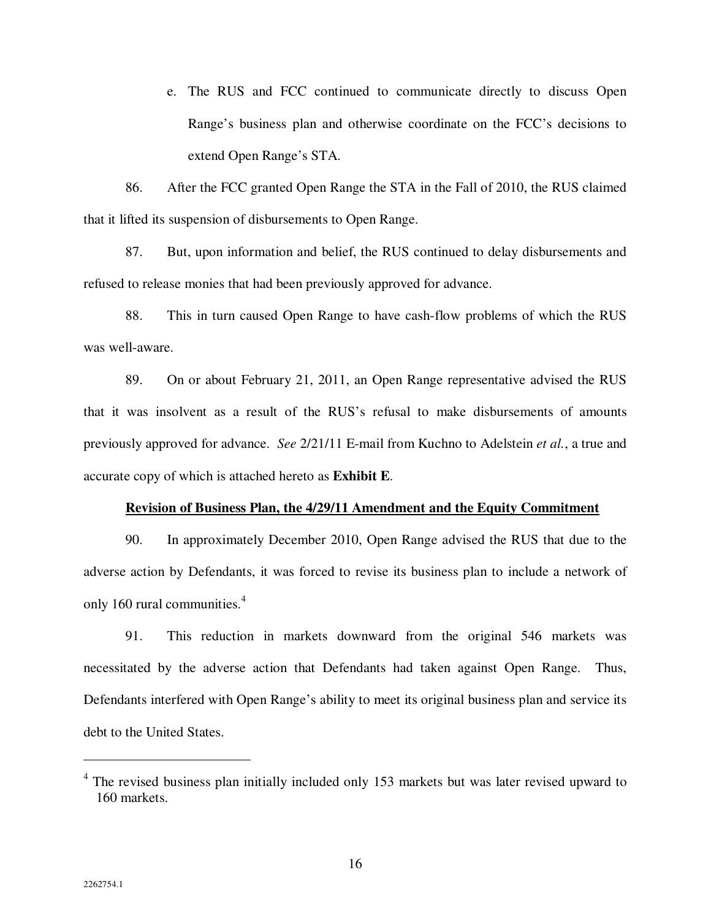e. The RUS and FCC continued to communicate directly to discuss Open Range's business plan and otherwise coordinate on the FCC's decisions to extend Open Range's STA.

86. After the FCC granted Open Range the STA in the Fall of 2010, the RUS claimed that it lifted its suspension of disbursements to Open Range.

87. But, upon information and belief, the RUS continued to delay disbursements and refused to release monies that had been previously approved for advance.

88. This in turn caused Open Range to have cash-flow problems of which the RUS was well-aware.

89. On or about February 21, 2011, an Open Range representative advised the RUS that it was insolvent as a result of the RUS's refusal to make disbursements of amounts previously approved for advance. *See* 2/21/11 E-mail from Kuchno to Adelstein *et al.*, a true and accurate copy of which is attached hereto as **Exhibit E**.

**Revision of Business Plan, the 4/29/11 Amendment and the Equity Commitment**

90. In approximately December 2010, Open Range advised the RUS that due to the adverse action by Defendants, it was forced to revise its business plan to include a network of only 160 rural communities.[4]

91. This reduction in markets downward from the original 546 markets was necessitated by the adverse action that Defendants had taken against Open Range. Thus, Defendants interfered with Open Range's ability to meet its original business plan and service its debt to the United States.

[4] The revised business plan initially included only 153 markets but was later revised upward to 160 markets.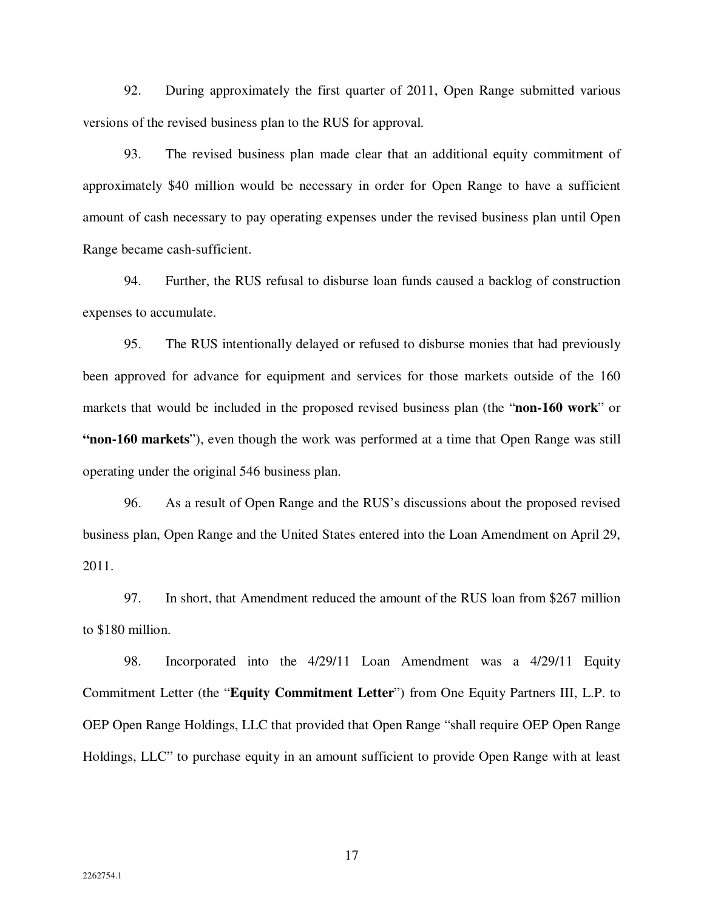92. During approximately the first quarter of 2011, Open Range submitted various versions of the revised business plan to the RUS for approval.

93. The revised business plan made clear that an additional equity commitment of approximately $40 million would be necessary in order for Open Range to have a sufficient amount of cash necessary to pay operating expenses under the revised business plan until Open Range became cash-sufficient.

94. Further, the RUS refusal to disburse loan funds caused a backlog of construction expenses to accumulate.

95. The RUS intentionally delayed or refused to disburse monies that had previously been approved for advance for equipment and services for those markets outside of the 160 markets that would be included in the proposed revised business plan (the "**non-160 work**" or **"non-160 markets**"), even though the work was performed at a time that Open Range was still operating under the original 546 business plan.

96. As a result of Open Range and the RUS's discussions about the proposed revised business plan, Open Range and the United States entered into the Loan Amendment on April 29, 2011.

97. In short, that Amendment reduced the amount of the RUS loan from $267 million to $180 million.

98. Incorporated into the 4/29/11 Loan Amendment was a 4/29/11 Equity Commitment Letter (the "**Equity Commitment Letter**") from One Equity Partners III, L.P. to OEP Open Range Holdings, LLC that provided that Open Range "shall require OEP Open Range Holdings, LLC" to purchase equity in an amount sufficient to provide Open Range with at least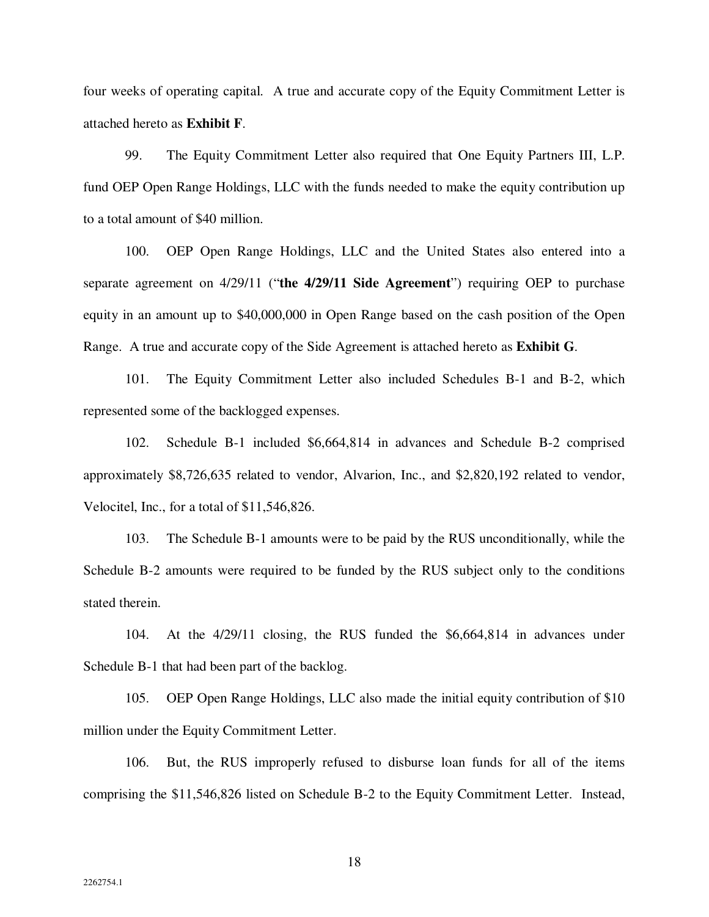four weeks of operating capital. A true and accurate copy of the Equity Commitment Letter is attached hereto as **Exhibit F**.

99. The Equity Commitment Letter also required that One Equity Partners III, L.P. fund OEP Open Range Holdings, LLC with the funds needed to make the equity contribution up to a total amount of $40 million.

100. OEP Open Range Holdings, LLC and the United States also entered into a separate agreement on 4/29/11 ("**the 4/29/11 Side Agreement**") requiring OEP to purchase equity in an amount up to $40,000,000 in Open Range based on the cash position of the Open Range. A true and accurate copy of the Side Agreement is attached hereto as **Exhibit G**.

101. The Equity Commitment Letter also included Schedules B-1 and B-2, which represented some of the backlogged expenses.

102. Schedule B-1 included $6,664,814 in advances and Schedule B-2 comprised approximately $8,726,635 related to vendor, Alvarion, Inc., and $2,820,192 related to vendor, Velocitel, Inc., for a total of $11,546,826.

103. The Schedule B-1 amounts were to be paid by the RUS unconditionally, while the Schedule B-2 amounts were required to be funded by the RUS subject only to the conditions stated therein.

104. At the 4/29/11 closing, the RUS funded the $6,664,814 in advances under Schedule B-1 that had been part of the backlog.

105. OEP Open Range Holdings, LLC also made the initial equity contribution of $10 million under the Equity Commitment Letter.

106. But, the RUS improperly refused to disburse loan funds for all of the items comprising the $11,546,826 listed on Schedule B-2 to the Equity Commitment Letter. Instead,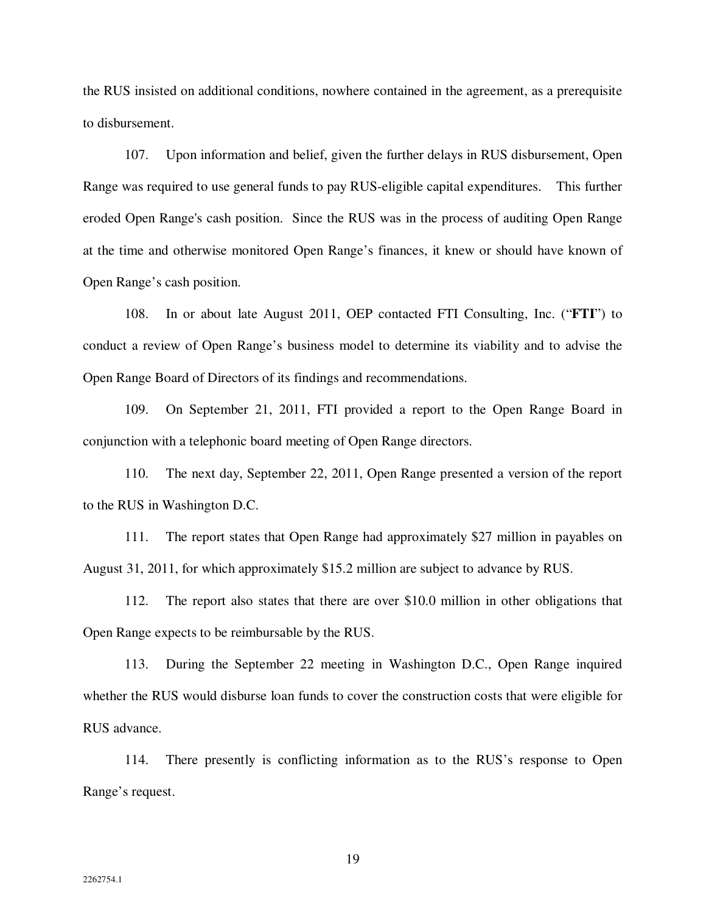the RUS insisted on additional conditions, nowhere contained in the agreement, as a prerequisite to disbursement.

107. Upon information and belief, given the further delays in RUS disbursement, Open Range was required to use general funds to pay RUS-eligible capital expenditures. This further eroded Open Range's cash position. Since the RUS was in the process of auditing Open Range at the time and otherwise monitored Open Range's finances, it knew or should have known of Open Range's cash position.

108. In or about late August 2011, OEP contacted FTI Consulting, Inc. ("**FTI**") to conduct a review of Open Range's business model to determine its viability and to advise the Open Range Board of Directors of its findings and recommendations.

109. On September 21, 2011, FTI provided a report to the Open Range Board in conjunction with a telephonic board meeting of Open Range directors.

110. The next day, September 22, 2011, Open Range presented a version of the report to the RUS in Washington D.C.

111. The report states that Open Range had approximately $27 million in payables on August 31, 2011, for which approximately $15.2 million are subject to advance by RUS.

112. The report also states that there are over $10.0 million in other obligations that Open Range expects to be reimbursable by the RUS.

113. During the September 22 meeting in Washington D.C., Open Range inquired whether the RUS would disburse loan funds to cover the construction costs that were eligible for RUS advance.

114. There presently is conflicting information as to the RUS's response to Open Range's request.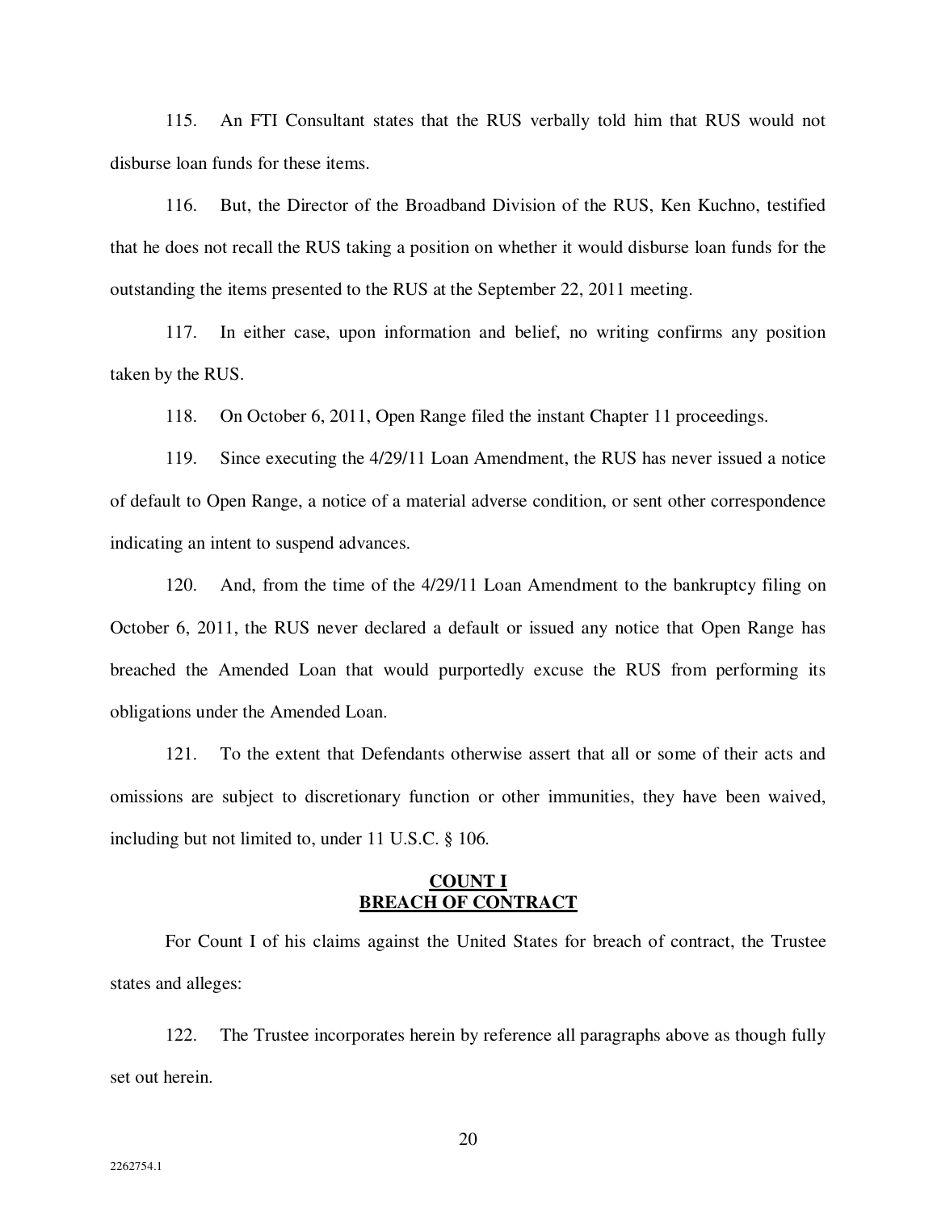115. An FTI Consultant states that the RUS verbally told him that RUS would not disburse loan funds for these items.

116. But, the Director of the Broadband Division of the RUS, Ken Kuchno, testified that he does not recall the RUS taking a position on whether it would disburse loan funds for the outstanding the items presented to the RUS at the September 22, 2011 meeting.

117. In either case, upon information and belief, no writing confirms any position taken by the RUS.

118. On October 6, 2011, Open Range filed the instant Chapter 11 proceedings.

119. Since executing the 4/29/11 Loan Amendment, the RUS has never issued a notice of default to Open Range, a notice of a material adverse condition, or sent other correspondence indicating an intent to suspend advances.

120. And, from the time of the 4/29/11 Loan Amendment to the bankruptcy filing on October 6, 2011, the RUS never declared a default or issued any notice that Open Range has breached the Amended Loan that would purportedly excuse the RUS from performing its obligations under the Amended Loan.

121. To the extent that Defendants otherwise assert that all or some of their acts and omissions are subject to discretionary function or other immunities, they have been waived, including but not limited to, under 11 U.S.C. § 106.

## COUNT I
## BREACH OF CONTRACT

For Count I of his claims against the United States for breach of contract, the Trustee states and alleges:

122. The Trustee incorporates herein by reference all paragraphs above as though fully set out herein.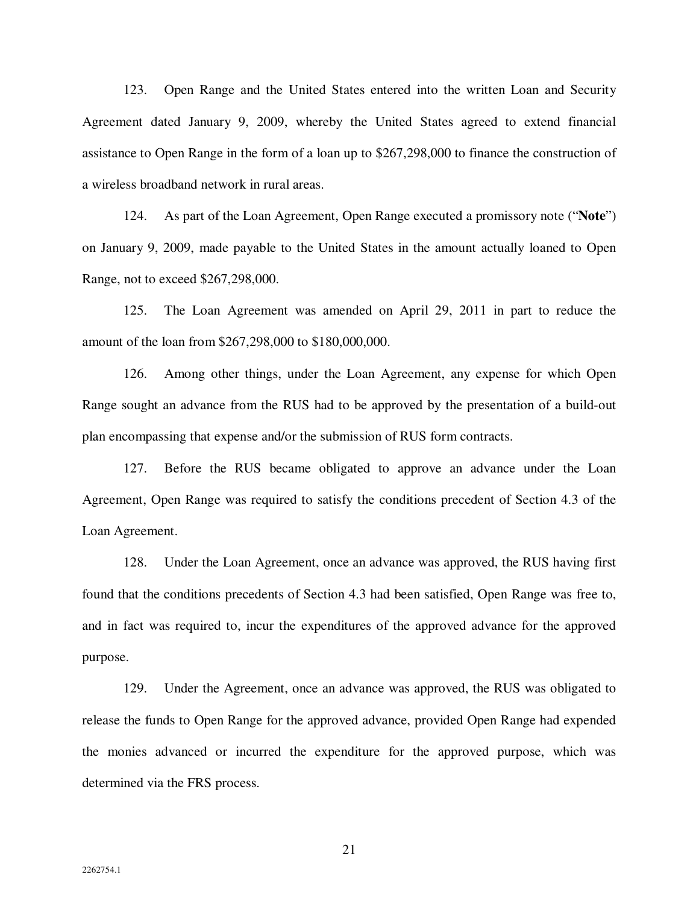123. Open Range and the United States entered into the written Loan and Security Agreement dated January 9, 2009, whereby the United States agreed to extend financial assistance to Open Range in the form of a loan up to $267,298,000 to finance the construction of a wireless broadband network in rural areas.

124. As part of the Loan Agreement, Open Range executed a promissory note ("**Note**") on January 9, 2009, made payable to the United States in the amount actually loaned to Open Range, not to exceed $267,298,000.

125. The Loan Agreement was amended on April 29, 2011 in part to reduce the amount of the loan from $267,298,000 to $180,000,000.

126. Among other things, under the Loan Agreement, any expense for which Open Range sought an advance from the RUS had to be approved by the presentation of a build-out plan encompassing that expense and/or the submission of RUS form contracts.

127. Before the RUS became obligated to approve an advance under the Loan Agreement, Open Range was required to satisfy the conditions precedent of Section 4.3 of the Loan Agreement.

128. Under the Loan Agreement, once an advance was approved, the RUS having first found that the conditions precedents of Section 4.3 had been satisfied, Open Range was free to, and in fact was required to, incur the expenditures of the approved advance for the approved purpose.

129. Under the Agreement, once an advance was approved, the RUS was obligated to release the funds to Open Range for the approved advance, provided Open Range had expended the monies advanced or incurred the expenditure for the approved purpose, which was determined via the FRS process.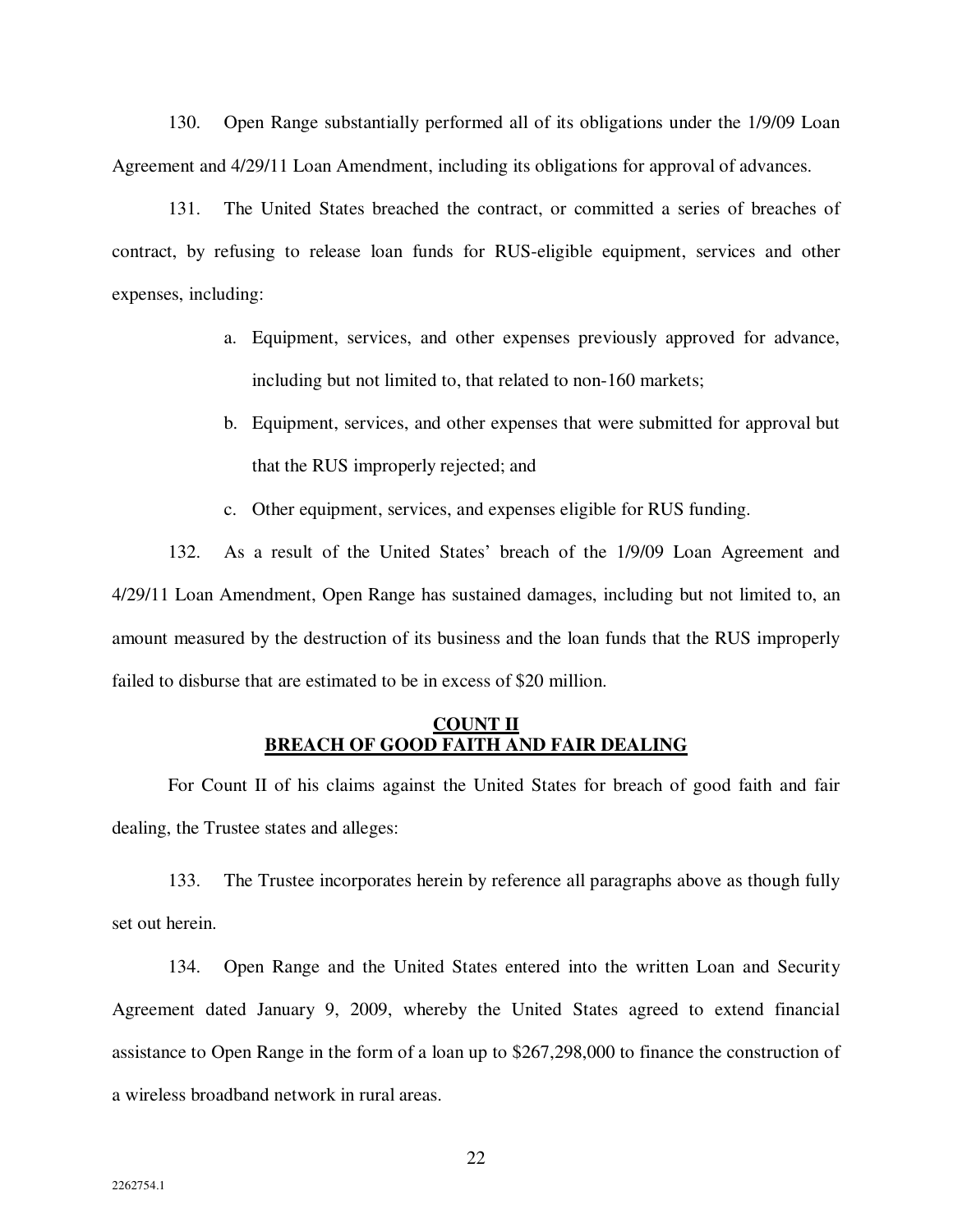130. Open Range substantially performed all of its obligations under the 1/9/09 Loan Agreement and 4/29/11 Loan Amendment, including its obligations for approval of advances.

131. The United States breached the contract, or committed a series of breaches of contract, by refusing to release loan funds for RUS-eligible equipment, services and other expenses, including:

a. Equipment, services, and other expenses previously approved for advance, including but not limited to, that related to non-160 markets;

b. Equipment, services, and other expenses that were submitted for approval but that the RUS improperly rejected; and

c. Other equipment, services, and expenses eligible for RUS funding.

132. As a result of the United States' breach of the 1/9/09 Loan Agreement and 4/29/11 Loan Amendment, Open Range has sustained damages, including but not limited to, an amount measured by the destruction of its business and the loan funds that the RUS improperly failed to disburse that are estimated to be in excess of $20 million.

## COUNT II
## BREACH OF GOOD FAITH AND FAIR DEALING

For Count II of his claims against the United States for breach of good faith and fair dealing, the Trustee states and alleges:

133. The Trustee incorporates herein by reference all paragraphs above as though fully set out herein.

134. Open Range and the United States entered into the written Loan and Security Agreement dated January 9, 2009, whereby the United States agreed to extend financial assistance to Open Range in the form of a loan up to $267,298,000 to finance the construction of a wireless broadband network in rural areas.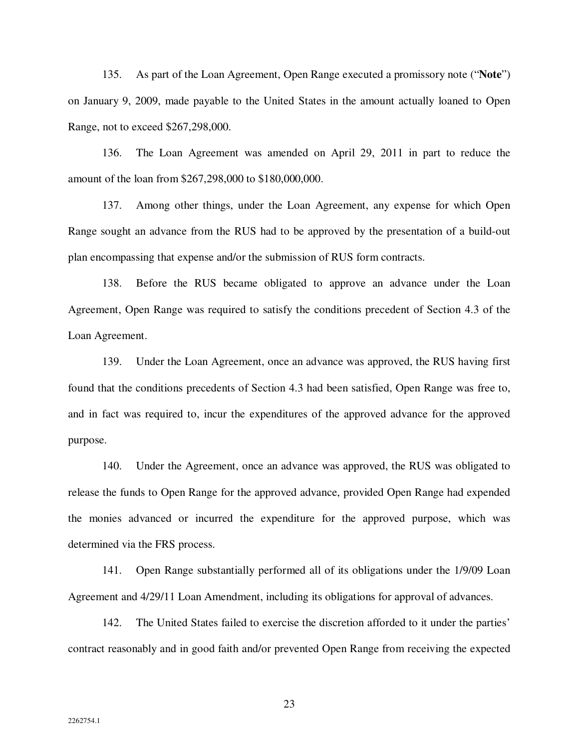135. As part of the Loan Agreement, Open Range executed a promissory note ("**Note**") on January 9, 2009, made payable to the United States in the amount actually loaned to Open Range, not to exceed $267,298,000.

136. The Loan Agreement was amended on April 29, 2011 in part to reduce the amount of the loan from $267,298,000 to $180,000,000.

137. Among other things, under the Loan Agreement, any expense for which Open Range sought an advance from the RUS had to be approved by the presentation of a build-out plan encompassing that expense and/or the submission of RUS form contracts.

138. Before the RUS became obligated to approve an advance under the Loan Agreement, Open Range was required to satisfy the conditions precedent of Section 4.3 of the Loan Agreement.

139. Under the Loan Agreement, once an advance was approved, the RUS having first found that the conditions precedents of Section 4.3 had been satisfied, Open Range was free to, and in fact was required to, incur the expenditures of the approved advance for the approved purpose.

140. Under the Agreement, once an advance was approved, the RUS was obligated to release the funds to Open Range for the approved advance, provided Open Range had expended the monies advanced or incurred the expenditure for the approved purpose, which was determined via the FRS process.

141. Open Range substantially performed all of its obligations under the 1/9/09 Loan Agreement and 4/29/11 Loan Amendment, including its obligations for approval of advances.

142. The United States failed to exercise the discretion afforded to it under the parties' contract reasonably and in good faith and/or prevented Open Range from receiving the expected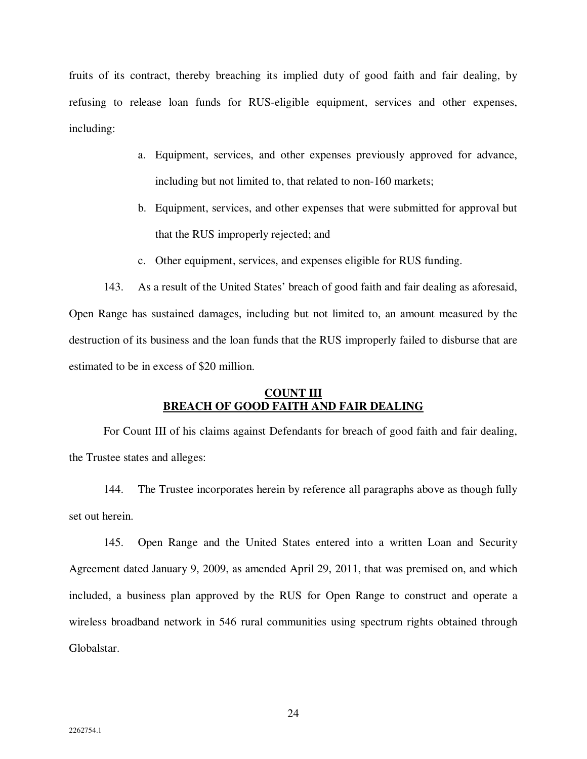fruits of its contract, thereby breaching its implied duty of good faith and fair dealing, by refusing to release loan funds for RUS-eligible equipment, services and other expenses, including:

a. Equipment, services, and other expenses previously approved for advance, including but not limited to, that related to non-160 markets;

b. Equipment, services, and other expenses that were submitted for approval but that the RUS improperly rejected; and

c. Other equipment, services, and expenses eligible for RUS funding.

143. As a result of the United States' breach of good faith and fair dealing as aforesaid, Open Range has sustained damages, including but not limited to, an amount measured by the destruction of its business and the loan funds that the RUS improperly failed to disburse that are estimated to be in excess of $20 million.

## **COUNT III**
## **BREACH OF GOOD FAITH AND FAIR DEALING**

For Count III of his claims against Defendants for breach of good faith and fair dealing, the Trustee states and alleges:

144. The Trustee incorporates herein by reference all paragraphs above as though fully set out herein.

145. Open Range and the United States entered into a written Loan and Security Agreement dated January 9, 2009, as amended April 29, 2011, that was premised on, and which included, a business plan approved by the RUS for Open Range to construct and operate a wireless broadband network in 546 rural communities using spectrum rights obtained through Globalstar.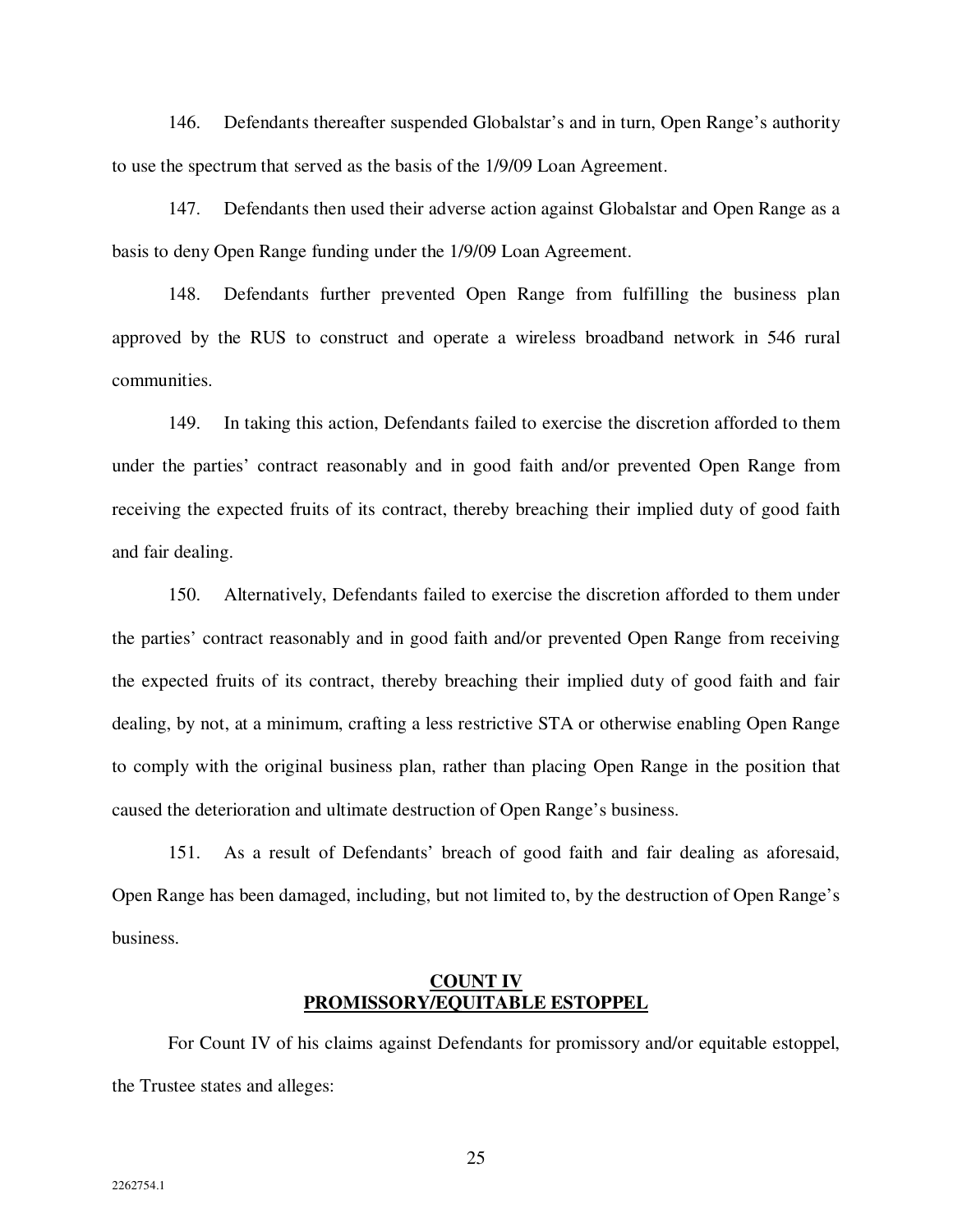146. Defendants thereafter suspended Globalstar's and in turn, Open Range's authority to use the spectrum that served as the basis of the 1/9/09 Loan Agreement.

147. Defendants then used their adverse action against Globalstar and Open Range as a basis to deny Open Range funding under the 1/9/09 Loan Agreement.

148. Defendants further prevented Open Range from fulfilling the business plan approved by the RUS to construct and operate a wireless broadband network in 546 rural communities.

149. In taking this action, Defendants failed to exercise the discretion afforded to them under the parties' contract reasonably and in good faith and/or prevented Open Range from receiving the expected fruits of its contract, thereby breaching their implied duty of good faith and fair dealing.

150. Alternatively, Defendants failed to exercise the discretion afforded to them under the parties' contract reasonably and in good faith and/or prevented Open Range from receiving the expected fruits of its contract, thereby breaching their implied duty of good faith and fair dealing, by not, at a minimum, crafting a less restrictive STA or otherwise enabling Open Range to comply with the original business plan, rather than placing Open Range in the position that caused the deterioration and ultimate destruction of Open Range's business.

151. As a result of Defendants' breach of good faith and fair dealing as aforesaid, Open Range has been damaged, including, but not limited to, by the destruction of Open Range's business.

## COUNT IV
## PROMISSORY/EQUITABLE ESTOPPEL

For Count IV of his claims against Defendants for promissory and/or equitable estoppel, the Trustee states and alleges: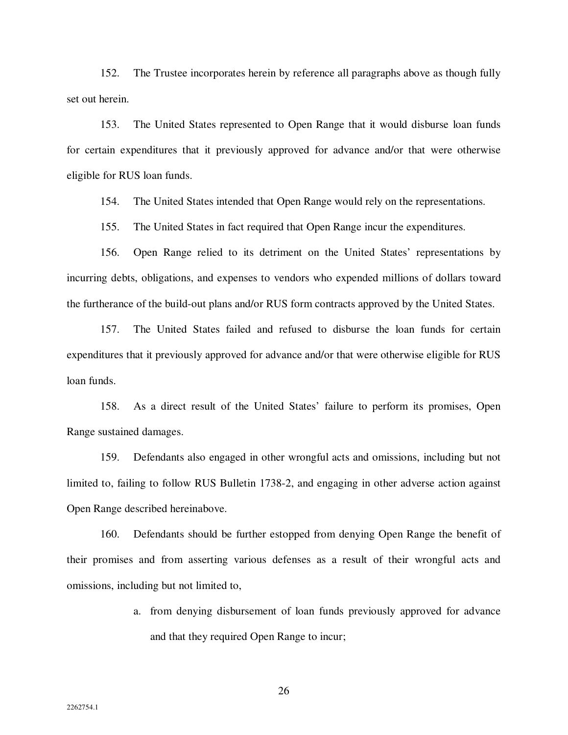152. The Trustee incorporates herein by reference all paragraphs above as though fully set out herein.

153. The United States represented to Open Range that it would disburse loan funds for certain expenditures that it previously approved for advance and/or that were otherwise eligible for RUS loan funds.

154. The United States intended that Open Range would rely on the representations.

155. The United States in fact required that Open Range incur the expenditures.

156. Open Range relied to its detriment on the United States' representations by incurring debts, obligations, and expenses to vendors who expended millions of dollars toward the furtherance of the build-out plans and/or RUS form contracts approved by the United States.

157. The United States failed and refused to disburse the loan funds for certain expenditures that it previously approved for advance and/or that were otherwise eligible for RUS loan funds.

158. As a direct result of the United States' failure to perform its promises, Open Range sustained damages.

159. Defendants also engaged in other wrongful acts and omissions, including but not limited to, failing to follow RUS Bulletin 1738-2, and engaging in other adverse action against Open Range described hereinabove.

160. Defendants should be further estopped from denying Open Range the benefit of their promises and from asserting various defenses as a result of their wrongful acts and omissions, including but not limited to,

a. from denying disbursement of loan funds previously approved for advance and that they required Open Range to incur;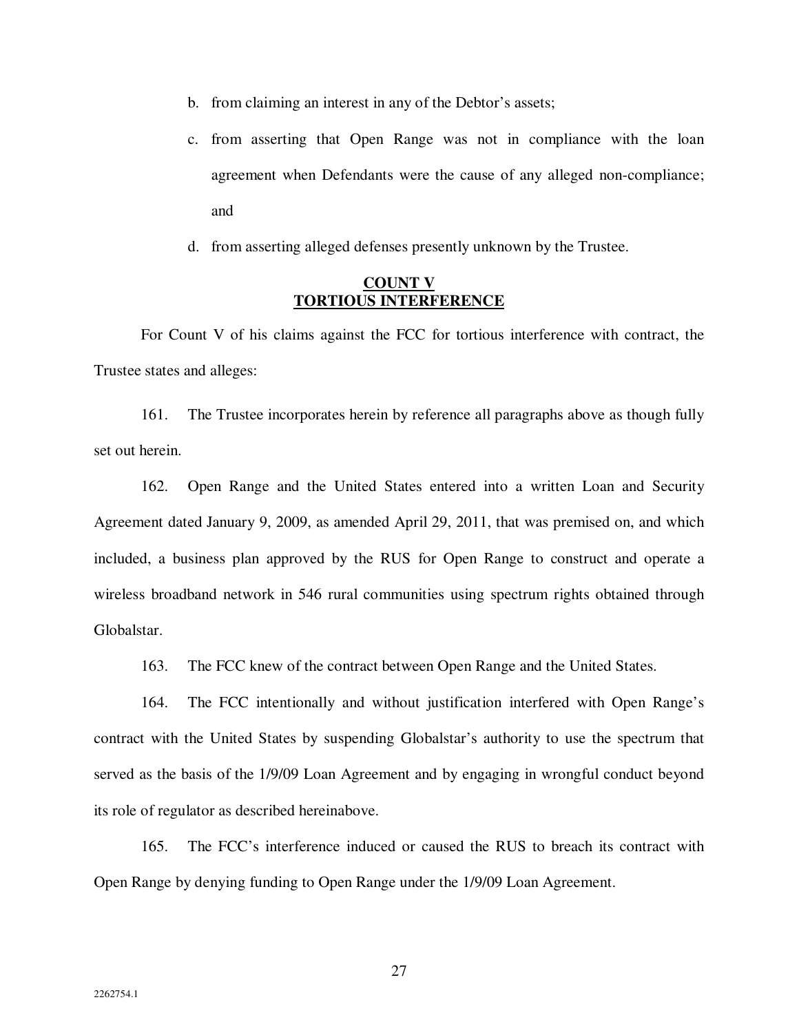b. from claiming an interest in any of the Debtor's assets;

c. from asserting that Open Range was not in compliance with the loan agreement when Defendants were the cause of any alleged non-compliance; and

d. from asserting alleged defenses presently unknown by the Trustee.

**COUNT V**
**TORTIOUS INTERFERENCE**

For Count V of his claims against the FCC for tortious interference with contract, the Trustee states and alleges:

161. The Trustee incorporates herein by reference all paragraphs above as though fully set out herein.

162. Open Range and the United States entered into a written Loan and Security Agreement dated January 9, 2009, as amended April 29, 2011, that was premised on, and which included, a business plan approved by the RUS for Open Range to construct and operate a wireless broadband network in 546 rural communities using spectrum rights obtained through Globalstar.

163. The FCC knew of the contract between Open Range and the United States.

164. The FCC intentionally and without justification interfered with Open Range's contract with the United States by suspending Globalstar's authority to use the spectrum that served as the basis of the 1/9/09 Loan Agreement and by engaging in wrongful conduct beyond its role of regulator as described hereinabove.

165. The FCC's interference induced or caused the RUS to breach its contract with Open Range by denying funding to Open Range under the 1/9/09 Loan Agreement.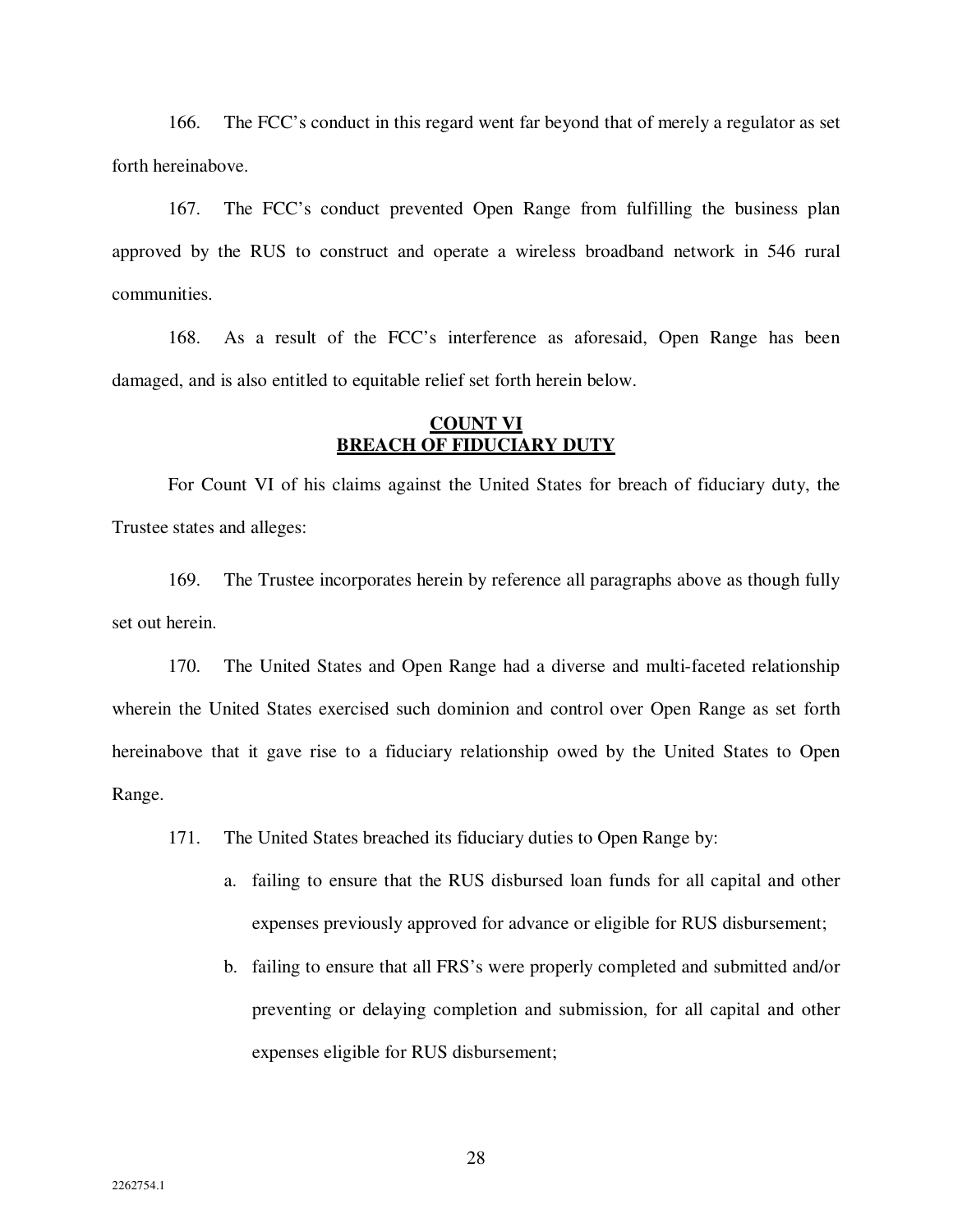166. The FCC's conduct in this regard went far beyond that of merely a regulator as set forth hereinabove.

167. The FCC's conduct prevented Open Range from fulfilling the business plan approved by the RUS to construct and operate a wireless broadband network in 546 rural communities.

168. As a result of the FCC's interference as aforesaid, Open Range has been damaged, and is also entitled to equitable relief set forth herein below.

**COUNT VI**
**BREACH OF FIDUCIARY DUTY**

For Count VI of his claims against the United States for breach of fiduciary duty, the Trustee states and alleges:

169. The Trustee incorporates herein by reference all paragraphs above as though fully set out herein.

170. The United States and Open Range had a diverse and multi-faceted relationship wherein the United States exercised such dominion and control over Open Range as set forth hereinabove that it gave rise to a fiduciary relationship owed by the United States to Open Range.

171. The United States breached its fiduciary duties to Open Range by:

a. failing to ensure that the RUS disbursed loan funds for all capital and other expenses previously approved for advance or eligible for RUS disbursement;

b. failing to ensure that all FRS's were properly completed and submitted and/or preventing or delaying completion and submission, for all capital and other expenses eligible for RUS disbursement;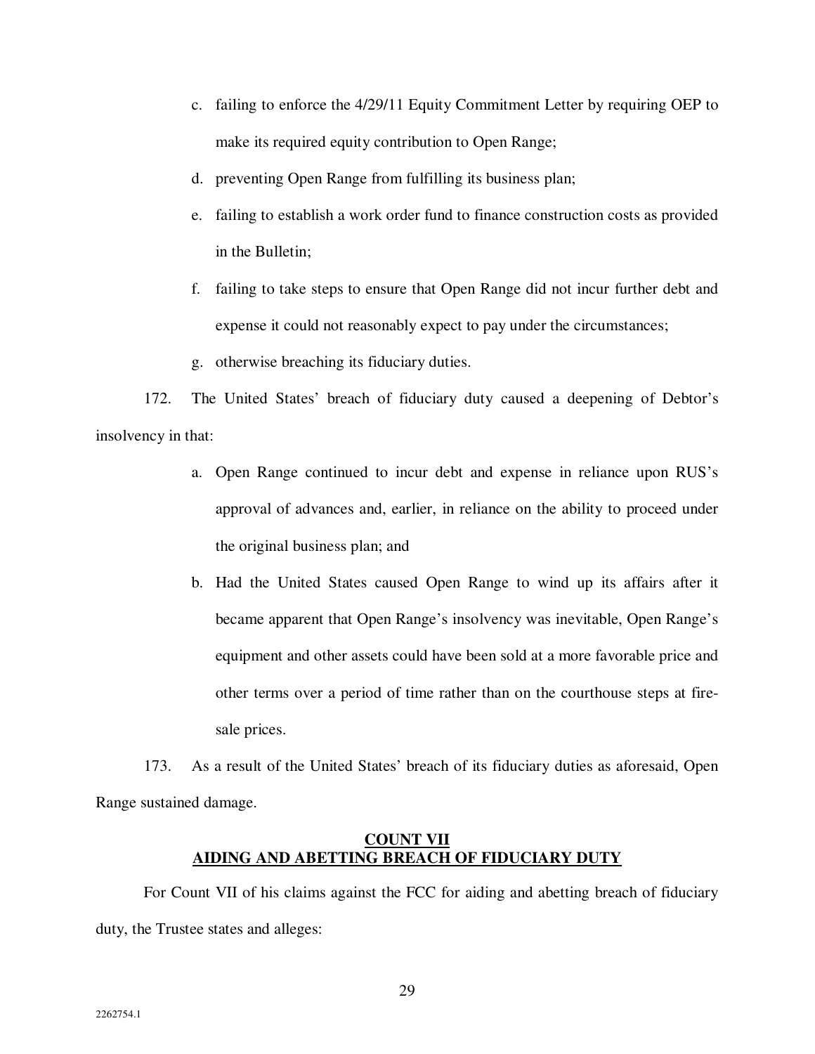c. failing to enforce the 4/29/11 Equity Commitment Letter by requiring OEP to make its required equity contribution to Open Range;

d. preventing Open Range from fulfilling its business plan;

e. failing to establish a work order fund to finance construction costs as provided in the Bulletin;

f. failing to take steps to ensure that Open Range did not incur further debt and expense it could not reasonably expect to pay under the circumstances;

g. otherwise breaching its fiduciary duties.

172. The United States' breach of fiduciary duty caused a deepening of Debtor's insolvency in that:

a. Open Range continued to incur debt and expense in reliance upon RUS's approval of advances and, earlier, in reliance on the ability to proceed under the original business plan; and

b. Had the United States caused Open Range to wind up its affairs after it became apparent that Open Range's insolvency was inevitable, Open Range's equipment and other assets could have been sold at a more favorable price and other terms over a period of time rather than on the courthouse steps at fire-sale prices.

173. As a result of the United States' breach of its fiduciary duties as aforesaid, Open Range sustained damage.

## COUNT VII
## AIDING AND ABETTING BREACH OF FIDUCIARY DUTY

For Count VII of his claims against the FCC for aiding and abetting breach of fiduciary duty, the Trustee states and alleges:

2262754.1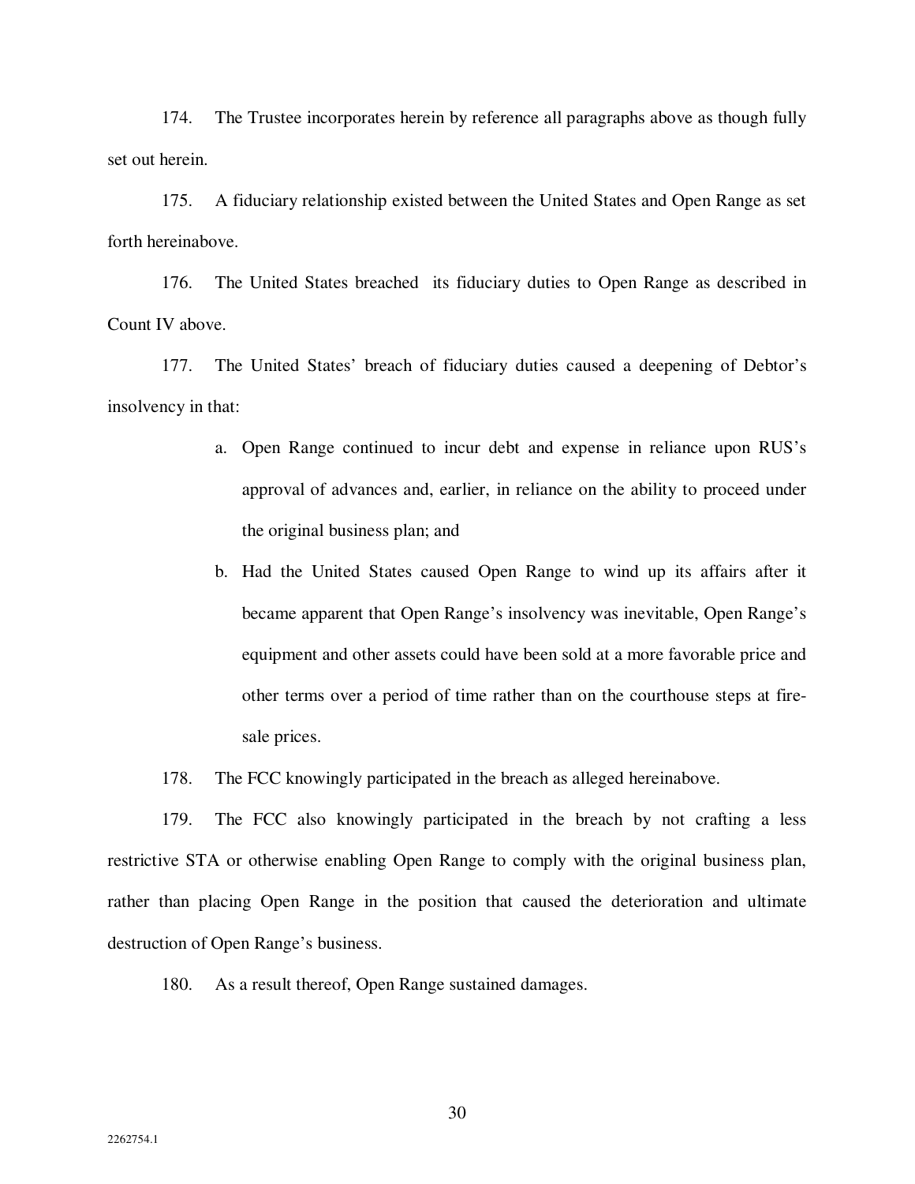174. The Trustee incorporates herein by reference all paragraphs above as though fully set out herein.

175. A fiduciary relationship existed between the United States and Open Range as set forth hereinabove.

176. The United States breached its fiduciary duties to Open Range as described in Count IV above.

177. The United States' breach of fiduciary duties caused a deepening of Debtor's insolvency in that:

a. Open Range continued to incur debt and expense in reliance upon RUS's approval of advances and, earlier, in reliance on the ability to proceed under the original business plan; and

b. Had the United States caused Open Range to wind up its affairs after it became apparent that Open Range's insolvency was inevitable, Open Range's equipment and other assets could have been sold at a more favorable price and other terms over a period of time rather than on the courthouse steps at fire-sale prices.

178. The FCC knowingly participated in the breach as alleged hereinabove.

179. The FCC also knowingly participated in the breach by not crafting a less restrictive STA or otherwise enabling Open Range to comply with the original business plan, rather than placing Open Range in the position that caused the deterioration and ultimate destruction of Open Range's business.

180. As a result thereof, Open Range sustained damages.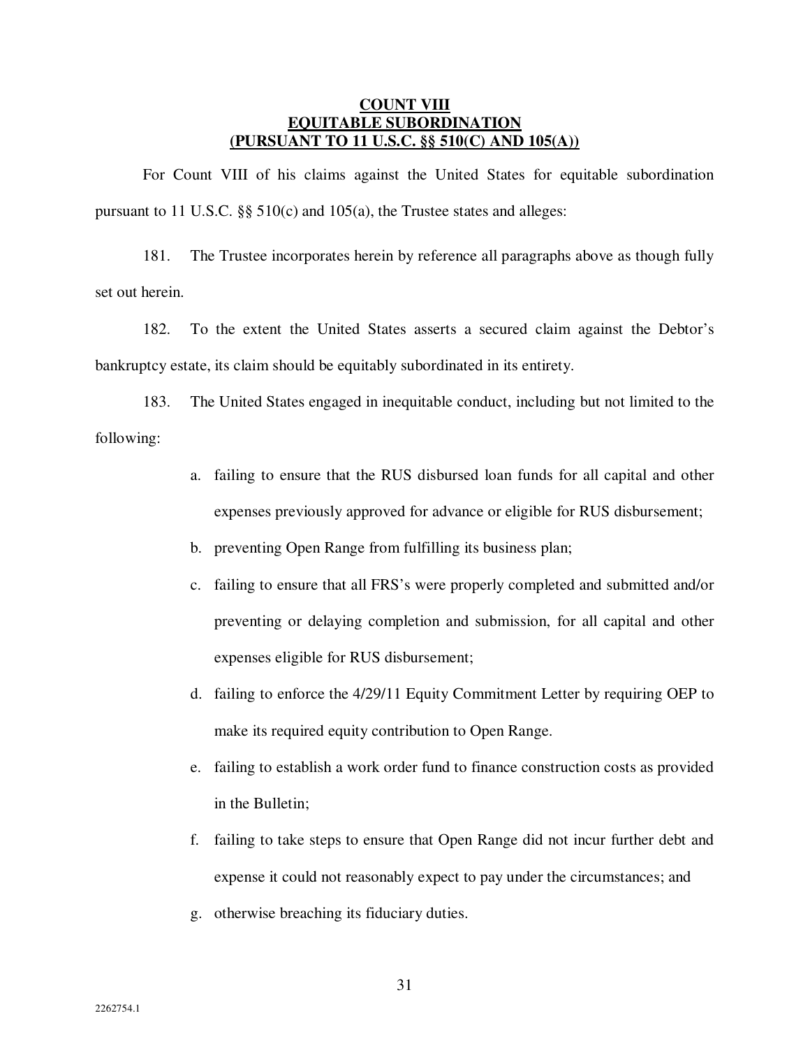**COUNT VIII**
**EQUITABLE SUBORDINATION**
**(PURSUANT TO 11 U.S.C. §§ 510(C) AND 105(A))**

For Count VIII of his claims against the United States for equitable subordination pursuant to 11 U.S.C. §§ 510(c) and 105(a), the Trustee states and alleges:

181. The Trustee incorporates herein by reference all paragraphs above as though fully set out herein.

182. To the extent the United States asserts a secured claim against the Debtor's bankruptcy estate, its claim should be equitably subordinated in its entirety.

183. The United States engaged in inequitable conduct, including but not limited to the following:

a. failing to ensure that the RUS disbursed loan funds for all capital and other expenses previously approved for advance or eligible for RUS disbursement;

b. preventing Open Range from fulfilling its business plan;

c. failing to ensure that all FRS's were properly completed and submitted and/or preventing or delaying completion and submission, for all capital and other expenses eligible for RUS disbursement;

d. failing to enforce the 4/29/11 Equity Commitment Letter by requiring OEP to make its required equity contribution to Open Range.

e. failing to establish a work order fund to finance construction costs as provided in the Bulletin;

f. failing to take steps to ensure that Open Range did not incur further debt and expense it could not reasonably expect to pay under the circumstances; and

g. otherwise breaching its fiduciary duties.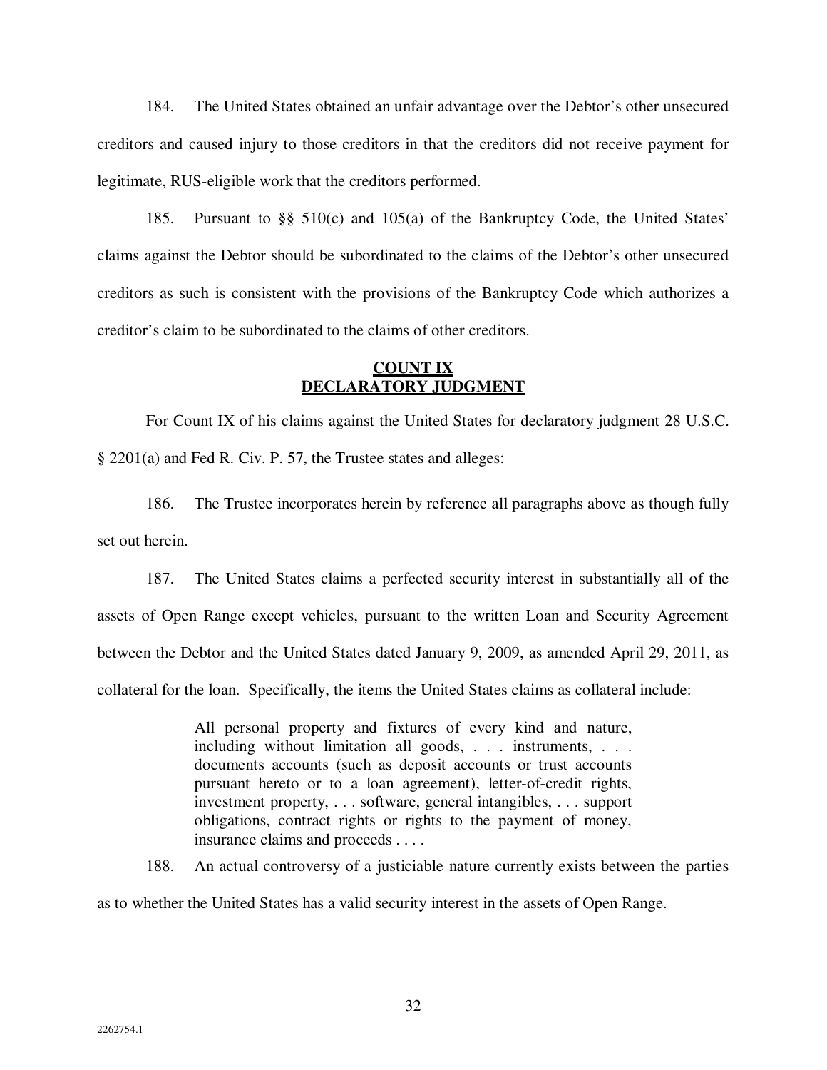184. The United States obtained an unfair advantage over the Debtor's other unsecured creditors and caused injury to those creditors in that the creditors did not receive payment for legitimate, RUS-eligible work that the creditors performed.

185. Pursuant to §§ 510(c) and 105(a) of the Bankruptcy Code, the United States' claims against the Debtor should be subordinated to the claims of the Debtor's other unsecured creditors as such is consistent with the provisions of the Bankruptcy Code which authorizes a creditor's claim to be subordinated to the claims of other creditors.

## COUNT IX
## DECLARATORY JUDGMENT

For Count IX of his claims against the United States for declaratory judgment 28 U.S.C. § 2201(a) and Fed R. Civ. P. 57, the Trustee states and alleges:

186. The Trustee incorporates herein by reference all paragraphs above as though fully set out herein.

187. The United States claims a perfected security interest in substantially all of the assets of Open Range except vehicles, pursuant to the written Loan and Security Agreement between the Debtor and the United States dated January 9, 2009, as amended April 29, 2011, as collateral for the loan. Specifically, the items the United States claims as collateral include:

> All personal property and fixtures of every kind and nature, including without limitation all goods, . . . instruments, . . . documents accounts (such as deposit accounts or trust accounts pursuant hereto or to a loan agreement), letter-of-credit rights, investment property, . . . software, general intangibles, . . . support obligations, contract rights or rights to the payment of money, insurance claims and proceeds . . . .

188. An actual controversy of a justiciable nature currently exists between the parties as to whether the United States has a valid security interest in the assets of Open Range.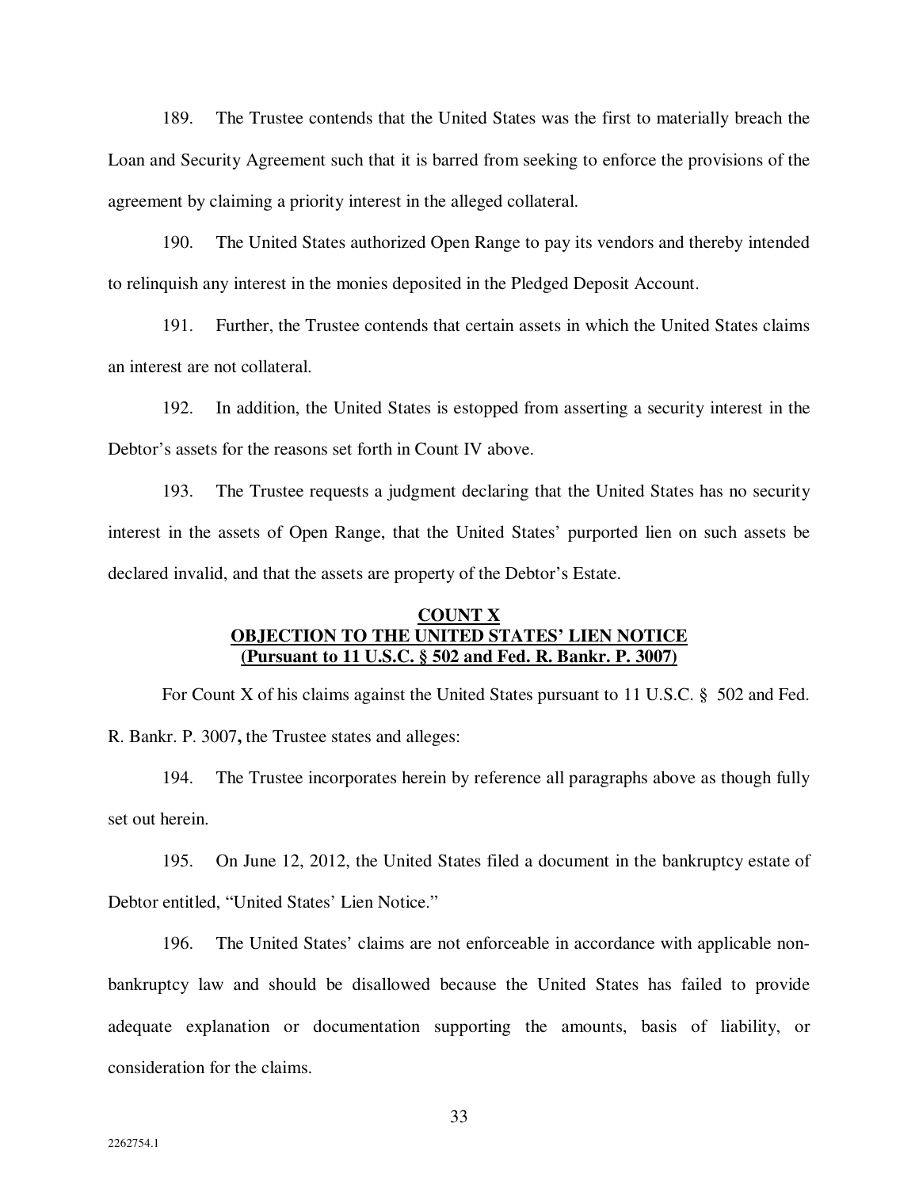189. The Trustee contends that the United States was the first to materially breach the Loan and Security Agreement such that it is barred from seeking to enforce the provisions of the agreement by claiming a priority interest in the alleged collateral.

190. The United States authorized Open Range to pay its vendors and thereby intended to relinquish any interest in the monies deposited in the Pledged Deposit Account.

191. Further, the Trustee contends that certain assets in which the United States claims an interest are not collateral.

192. In addition, the United States is estopped from asserting a security interest in the Debtor's assets for the reasons set forth in Count IV above.

193. The Trustee requests a judgment declaring that the United States has no security interest in the assets of Open Range, that the United States' purported lien on such assets be declared invalid, and that the assets are property of the Debtor's Estate.

**COUNT X**
**OBJECTION TO THE UNITED STATES' LIEN NOTICE**
**(Pursuant to 11 U.S.C. § 502 and Fed. R. Bankr. P. 3007)**

For Count X of his claims against the United States pursuant to 11 U.S.C. § 502 and Fed. R. Bankr. P. 3007**,** the Trustee states and alleges:

194. The Trustee incorporates herein by reference all paragraphs above as though fully set out herein.

195. On June 12, 2012, the United States filed a document in the bankruptcy estate of Debtor entitled, "United States' Lien Notice."

196. The United States' claims are not enforceable in accordance with applicable non-bankruptcy law and should be disallowed because the United States has failed to provide adequate explanation or documentation supporting the amounts, basis of liability, or consideration for the claims.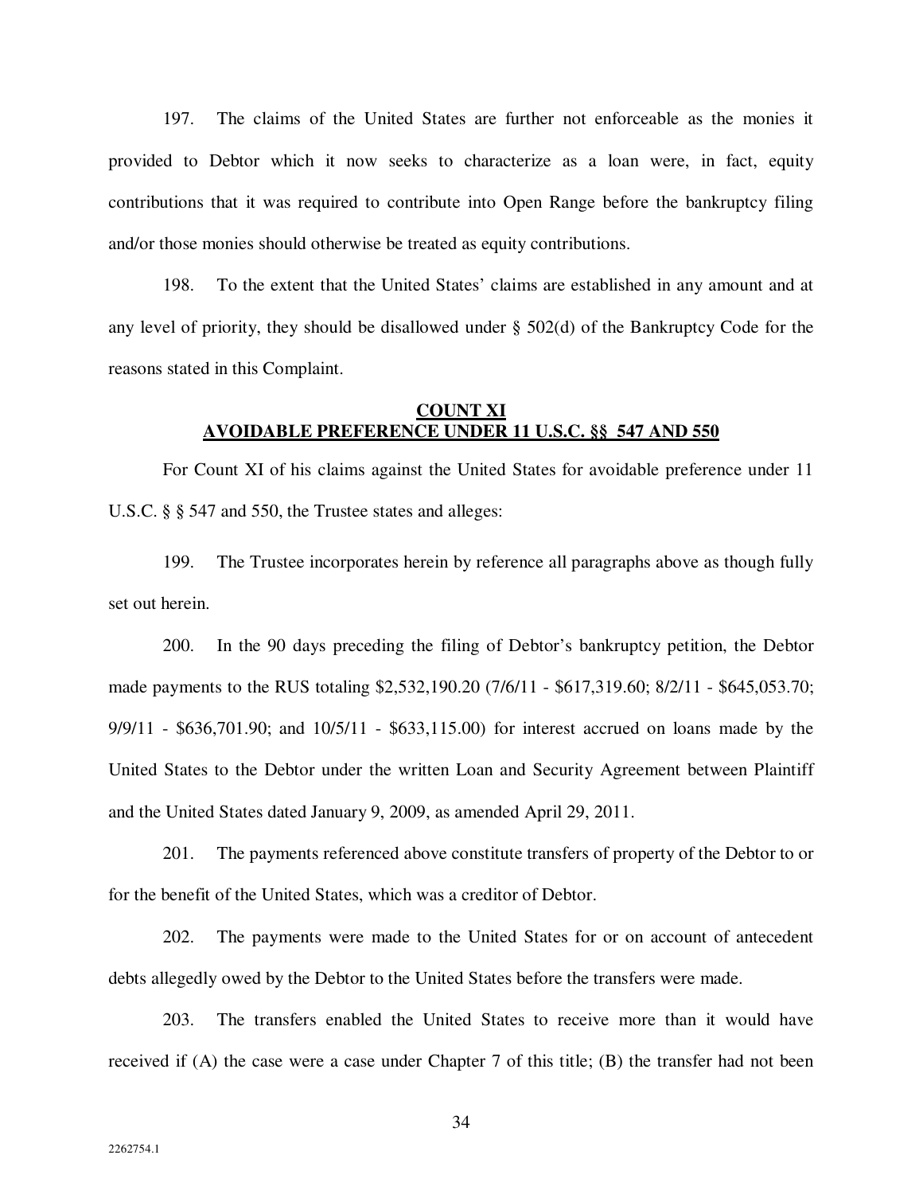197. The claims of the United States are further not enforceable as the monies it provided to Debtor which it now seeks to characterize as a loan were, in fact, equity contributions that it was required to contribute into Open Range before the bankruptcy filing and/or those monies should otherwise be treated as equity contributions.

198. To the extent that the United States' claims are established in any amount and at any level of priority, they should be disallowed under § 502(d) of the Bankruptcy Code for the reasons stated in this Complaint.

## COUNT XI
## AVOIDABLE PREFERENCE UNDER 11 U.S.C. §§ 547 AND 550

For Count XI of his claims against the United States for avoidable preference under 11 U.S.C. § § 547 and 550, the Trustee states and alleges:

199. The Trustee incorporates herein by reference all paragraphs above as though fully set out herein.

200. In the 90 days preceding the filing of Debtor's bankruptcy petition, the Debtor made payments to the RUS totaling $2,532,190.20 (7/6/11 - $617,319.60; 8/2/11 - $645,053.70; 9/9/11 - $636,701.90; and 10/5/11 - $633,115.00) for interest accrued on loans made by the United States to the Debtor under the written Loan and Security Agreement between Plaintiff and the United States dated January 9, 2009, as amended April 29, 2011.

201. The payments referenced above constitute transfers of property of the Debtor to or for the benefit of the United States, which was a creditor of Debtor.

202. The payments were made to the United States for or on account of antecedent debts allegedly owed by the Debtor to the United States before the transfers were made.

203. The transfers enabled the United States to receive more than it would have received if (A) the case were a case under Chapter 7 of this title; (B) the transfer had not been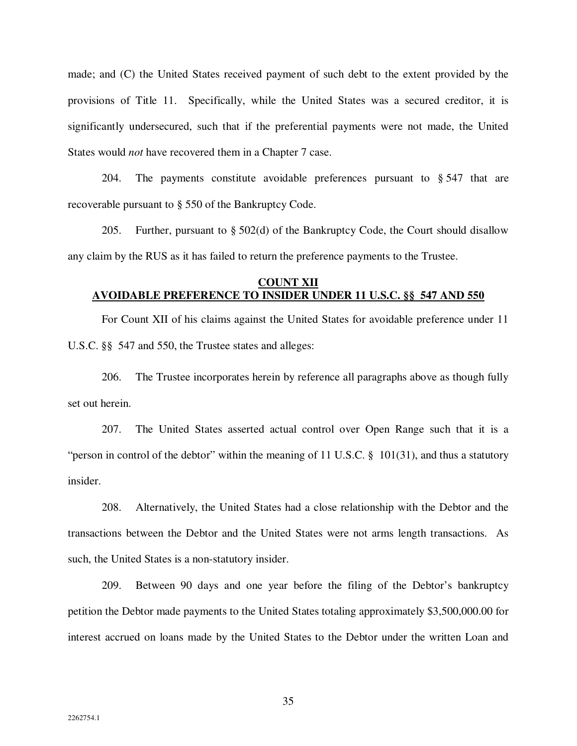made; and (C) the United States received payment of such debt to the extent provided by the provisions of Title 11. Specifically, while the United States was a secured creditor, it is significantly undersecured, such that if the preferential payments were not made, the United States would *not* have recovered them in a Chapter 7 case.

204. The payments constitute avoidable preferences pursuant to § 547 that are recoverable pursuant to § 550 of the Bankruptcy Code.

205. Further, pursuant to § 502(d) of the Bankruptcy Code, the Court should disallow any claim by the RUS as it has failed to return the preference payments to the Trustee.

**COUNT XII**
**AVOIDABLE PREFERENCE TO INSIDER UNDER 11 U.S.C. §§ 547 AND 550**

For Count XII of his claims against the United States for avoidable preference under 11 U.S.C. §§ 547 and 550, the Trustee states and alleges:

206. The Trustee incorporates herein by reference all paragraphs above as though fully set out herein.

207. The United States asserted actual control over Open Range such that it is a "person in control of the debtor" within the meaning of 11 U.S.C. § 101(31), and thus a statutory insider.

208. Alternatively, the United States had a close relationship with the Debtor and the transactions between the Debtor and the United States were not arms length transactions. As such, the United States is a non-statutory insider.

209. Between 90 days and one year before the filing of the Debtor's bankruptcy petition the Debtor made payments to the United States totaling approximately $3,500,000.00 for interest accrued on loans made by the United States to the Debtor under the written Loan and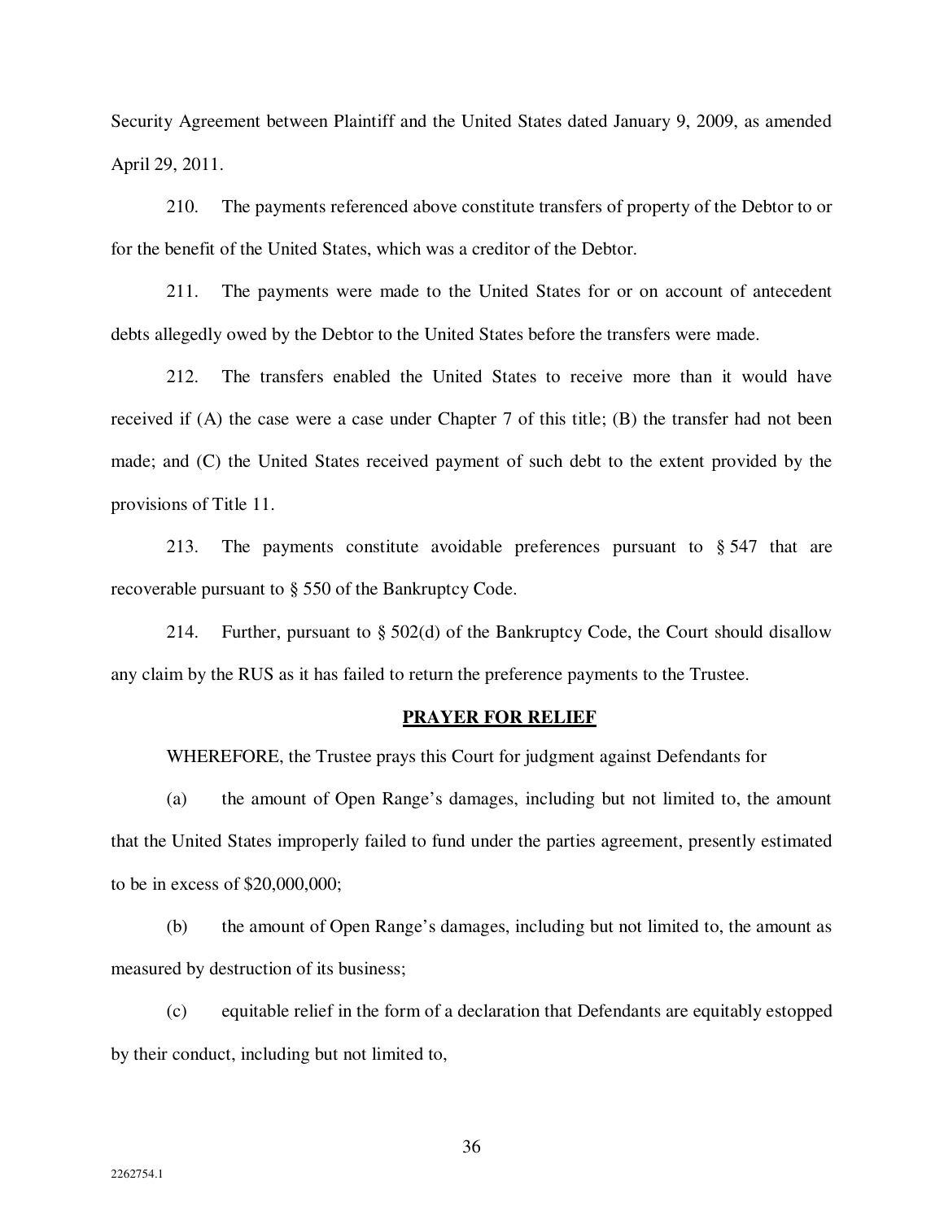Security Agreement between Plaintiff and the United States dated January 9, 2009, as amended April 29, 2011.

210. The payments referenced above constitute transfers of property of the Debtor to or for the benefit of the United States, which was a creditor of the Debtor.

211. The payments were made to the United States for or on account of antecedent debts allegedly owed by the Debtor to the United States before the transfers were made.

212. The transfers enabled the United States to receive more than it would have received if (A) the case were a case under Chapter 7 of this title; (B) the transfer had not been made; and (C) the United States received payment of such debt to the extent provided by the provisions of Title 11.

213. The payments constitute avoidable preferences pursuant to § 547 that are recoverable pursuant to § 550 of the Bankruptcy Code.

214. Further, pursuant to § 502(d) of the Bankruptcy Code, the Court should disallow any claim by the RUS as it has failed to return the preference payments to the Trustee.

**PRAYER FOR RELIEF**

WHEREFORE, the Trustee prays this Court for judgment against Defendants for

(a) the amount of Open Range's damages, including but not limited to, the amount that the United States improperly failed to fund under the parties agreement, presently estimated to be in excess of $20,000,000;

(b) the amount of Open Range's damages, including but not limited to, the amount as measured by destruction of its business;

(c) equitable relief in the form of a declaration that Defendants are equitably estopped by their conduct, including but not limited to,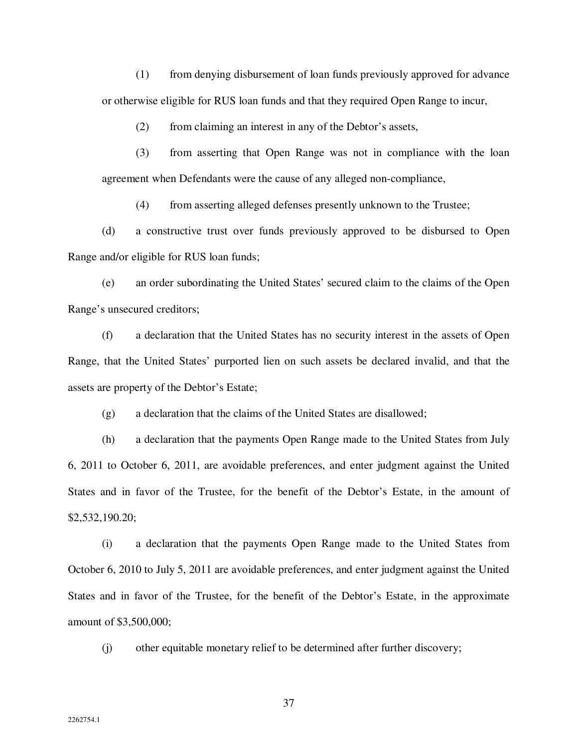(1) from denying disbursement of loan funds previously approved for advance or otherwise eligible for RUS loan funds and that they required Open Range to incur,

(2) from claiming an interest in any of the Debtor's assets,

(3) from asserting that Open Range was not in compliance with the loan agreement when Defendants were the cause of any alleged non-compliance,

(4) from asserting alleged defenses presently unknown to the Trustee;

(d) a constructive trust over funds previously approved to be disbursed to Open Range and/or eligible for RUS loan funds;

(e) an order subordinating the United States' secured claim to the claims of the Open Range's unsecured creditors;

(f) a declaration that the United States has no security interest in the assets of Open Range, that the United States' purported lien on such assets be declared invalid, and that the assets are property of the Debtor's Estate;

(g) a declaration that the claims of the United States are disallowed;

(h) a declaration that the payments Open Range made to the United States from July 6, 2011 to October 6, 2011, are avoidable preferences, and enter judgment against the United States and in favor of the Trustee, for the benefit of the Debtor's Estate, in the amount of $2,532,190.20;

(i) a declaration that the payments Open Range made to the United States from October 6, 2010 to July 5, 2011 are avoidable preferences, and enter judgment against the United States and in favor of the Trustee, for the benefit of the Debtor's Estate, in the approximate amount of $3,500,000;

(j) other equitable monetary relief to be determined after further discovery;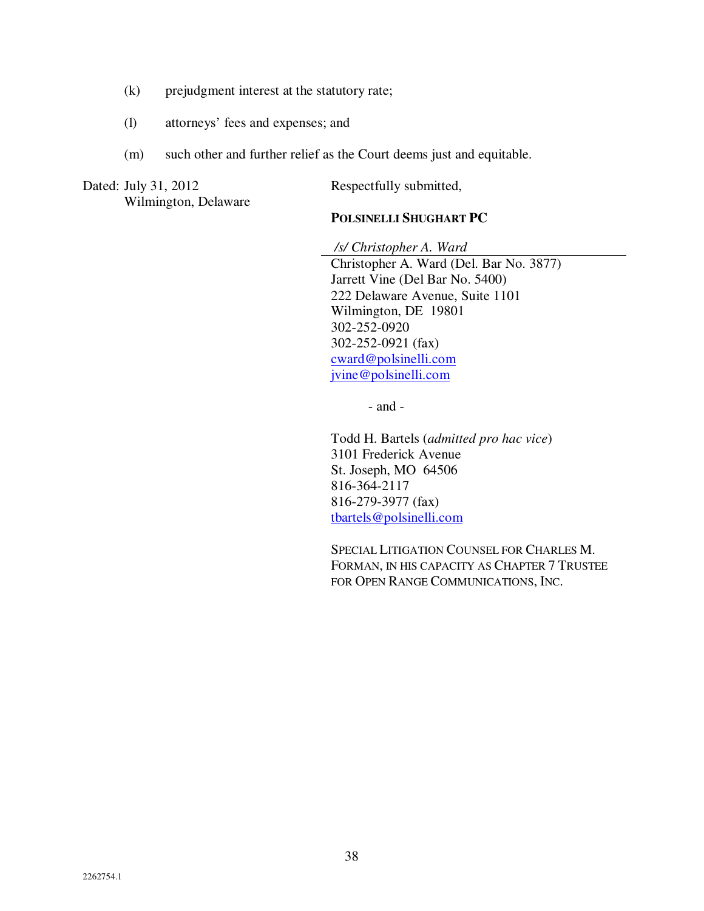(k) prejudgment interest at the statutory rate;

(l) attorneys' fees and expenses; and

(m) such other and further relief as the Court deems just and equitable.

Dated: July 31, 2012
Wilmington, Delaware

Respectfully submitted,

**POLSINELLI SHUGHART PC**

*/s/ Christopher A. Ward*
Christopher A. Ward (Del. Bar No. 3877)
Jarrett Vine (Del Bar No. 5400)
222 Delaware Avenue, Suite 1101
Wilmington, DE 19801
302-252-0920
302-252-0921 (fax)
cward@polsinelli.com
jvine@polsinelli.com

- and -

Todd H. Bartels (*admitted pro hac vice*)
3101 Frederick Avenue
St. Joseph, MO 64506
816-364-2117
816-279-3977 (fax)
tbartels@polsinelli.com

SPECIAL LITIGATION COUNSEL FOR CHARLES M. FORMAN, IN HIS CAPACITY AS CHAPTER 7 TRUSTEE FOR OPEN RANGE COMMUNICATIONS, INC.

2262754.1